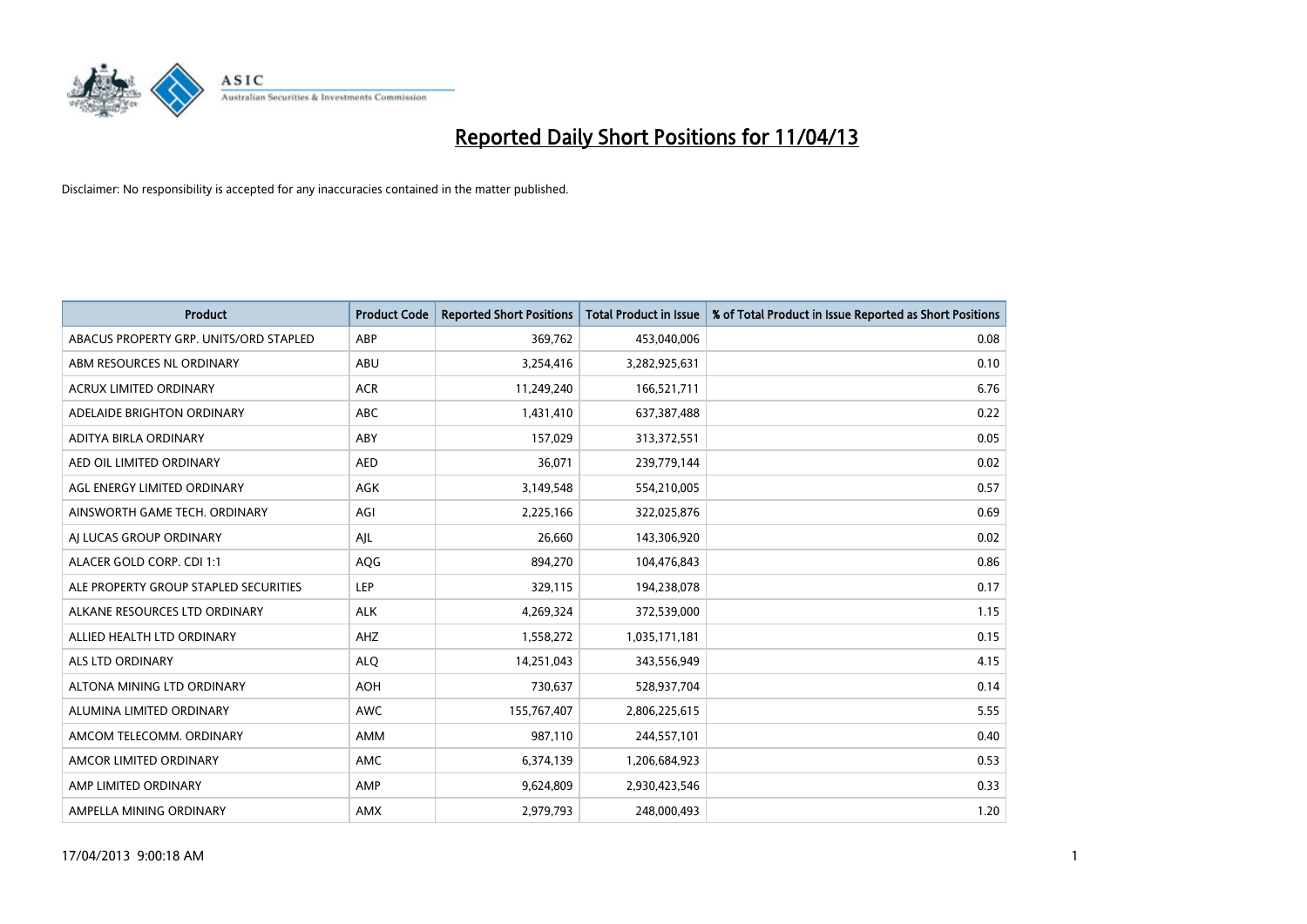# Reported Daily Short Positions for 11/04/13

Disclaimer: No responsibility is accepted for any inaccuracies contained in the matter published.

| Product | Product Code | Reported Short Positions | Total Product in Issue | % of Total Product in Issue Reported as Short Positions |
|---|---|---|---|---|
| ABACUS PROPERTY GRP. UNITS/ORD STAPLED | ABP | 369,762 | 453,040,006 | 0.08 |
| ABM RESOURCES NL ORDINARY | ABU | 3,254,416 | 3,282,925,631 | 0.10 |
| ACRUX LIMITED ORDINARY | ACR | 11,249,240 | 166,521,711 | 6.76 |
| ADELAIDE BRIGHTON ORDINARY | ABC | 1,431,410 | 637,387,488 | 0.22 |
| ADITYA BIRLA ORDINARY | ABY | 157,029 | 313,372,551 | 0.05 |
| AED OIL LIMITED ORDINARY | AED | 36,071 | 239,779,144 | 0.02 |
| AGL ENERGY LIMITED ORDINARY | AGK | 3,149,548 | 554,210,005 | 0.57 |
| AINSWORTH GAME TECH. ORDINARY | AGI | 2,225,166 | 322,025,876 | 0.69 |
| AJ LUCAS GROUP ORDINARY | AJL | 26,660 | 143,306,920 | 0.02 |
| ALACER GOLD CORP. CDI 1:1 | AQG | 894,270 | 104,476,843 | 0.86 |
| ALE PROPERTY GROUP STAPLED SECURITIES | LEP | 329,115 | 194,238,078 | 0.17 |
| ALKANE RESOURCES LTD ORDINARY | ALK | 4,269,324 | 372,539,000 | 1.15 |
| ALLIED HEALTH LTD ORDINARY | AHZ | 1,558,272 | 1,035,171,181 | 0.15 |
| ALS LTD ORDINARY | ALQ | 14,251,043 | 343,556,949 | 4.15 |
| ALTONA MINING LTD ORDINARY | AOH | 730,637 | 528,937,704 | 0.14 |
| ALUMINA LIMITED ORDINARY | AWC | 155,767,407 | 2,806,225,615 | 5.55 |
| AMCOM TELECOMM. ORDINARY | AMM | 987,110 | 244,557,101 | 0.40 |
| AMCOR LIMITED ORDINARY | AMC | 6,374,139 | 1,206,684,923 | 0.53 |
| AMP LIMITED ORDINARY | AMP | 9,624,809 | 2,930,423,546 | 0.33 |
| AMPELLA MINING ORDINARY | AMX | 2,979,793 | 248,000,493 | 1.20 |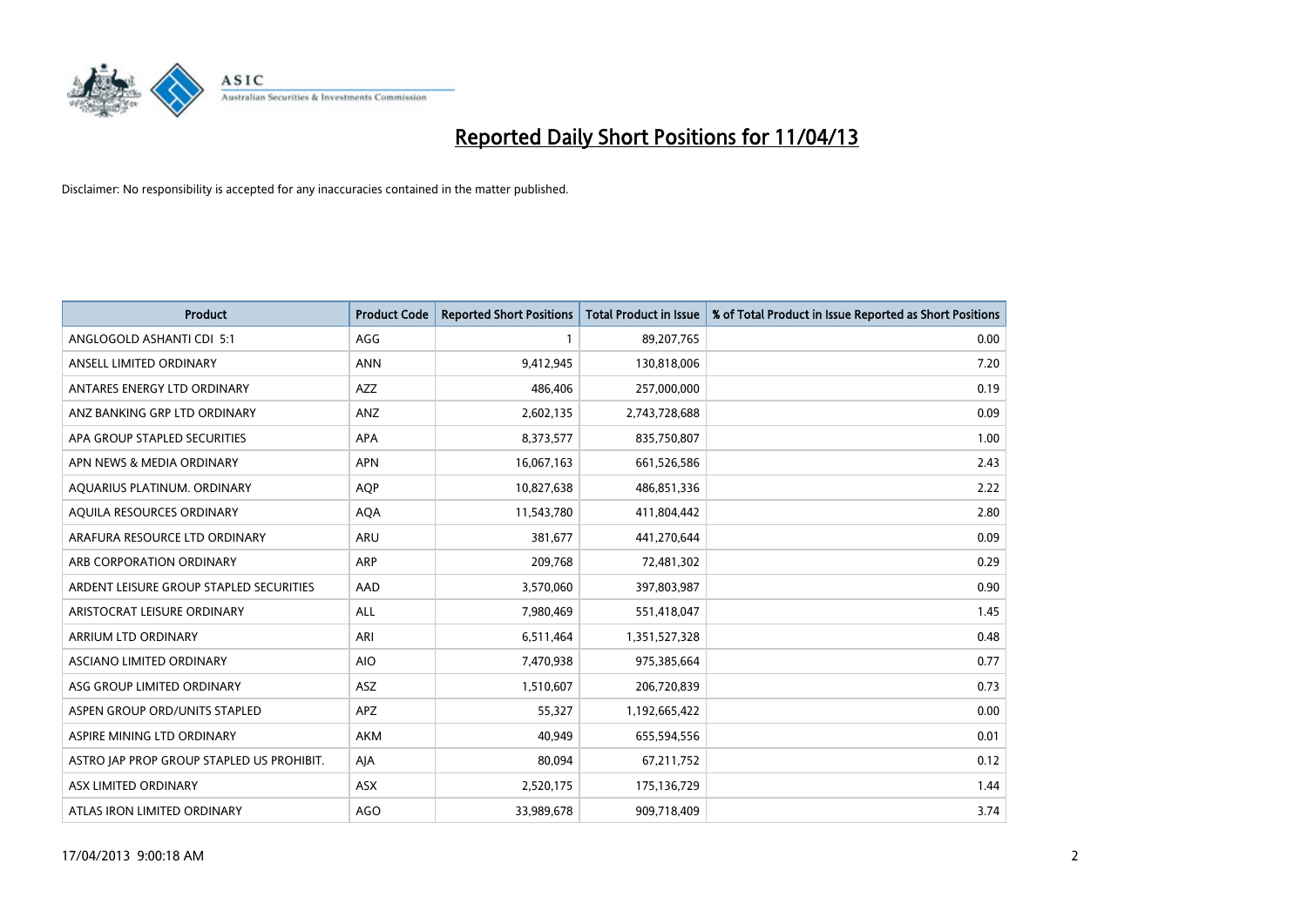# Reported Daily Short Positions for 11/04/13

Disclaimer: No responsibility is accepted for any inaccuracies contained in the matter published.

| Product | Product Code | Reported Short Positions | Total Product in Issue | % of Total Product in Issue Reported as Short Positions |
|---|---|---|---|---|
| ANGLOGOLD ASHANTI CDI 5:1 | AGG | 1 | 89,207,765 | 0.00 |
| ANSELL LIMITED ORDINARY | ANN | 9,412,945 | 130,818,006 | 7.20 |
| ANTARES ENERGY LTD ORDINARY | AZZ | 486,406 | 257,000,000 | 0.19 |
| ANZ BANKING GRP LTD ORDINARY | ANZ | 2,602,135 | 2,743,728,688 | 0.09 |
| APA GROUP STAPLED SECURITIES | APA | 8,373,577 | 835,750,807 | 1.00 |
| APN NEWS & MEDIA ORDINARY | APN | 16,067,163 | 661,526,586 | 2.43 |
| AQUARIUS PLATINUM. ORDINARY | AQP | 10,827,638 | 486,851,336 | 2.22 |
| AQUILA RESOURCES ORDINARY | AQA | 11,543,780 | 411,804,442 | 2.80 |
| ARAFURA RESOURCE LTD ORDINARY | ARU | 381,677 | 441,270,644 | 0.09 |
| ARB CORPORATION ORDINARY | ARP | 209,768 | 72,481,302 | 0.29 |
| ARDENT LEISURE GROUP STAPLED SECURITIES | AAD | 3,570,060 | 397,803,987 | 0.90 |
| ARISTOCRAT LEISURE ORDINARY | ALL | 7,980,469 | 551,418,047 | 1.45 |
| ARRIUM LTD ORDINARY | ARI | 6,511,464 | 1,351,527,328 | 0.48 |
| ASCIANO LIMITED ORDINARY | AIO | 7,470,938 | 975,385,664 | 0.77 |
| ASG GROUP LIMITED ORDINARY | ASZ | 1,510,607 | 206,720,839 | 0.73 |
| ASPEN GROUP ORD/UNITS STAPLED | APZ | 55,327 | 1,192,665,422 | 0.00 |
| ASPIRE MINING LTD ORDINARY | AKM | 40,949 | 655,594,556 | 0.01 |
| ASTRO JAP PROP GROUP STAPLED US PROHIBIT. | AJA | 80,094 | 67,211,752 | 0.12 |
| ASX LIMITED ORDINARY | ASX | 2,520,175 | 175,136,729 | 1.44 |
| ATLAS IRON LIMITED ORDINARY | AGO | 33,989,678 | 909,718,409 | 3.74 |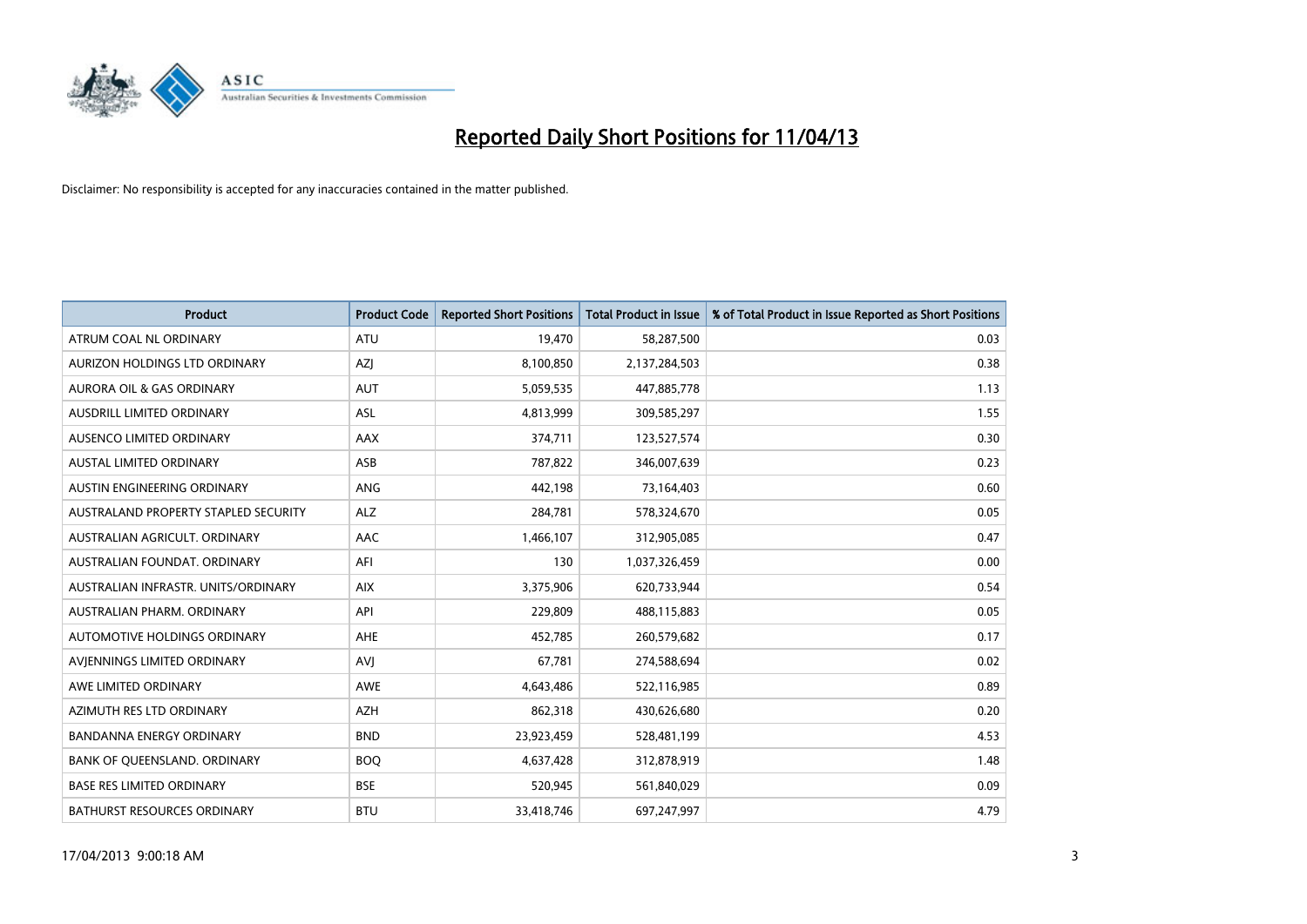# Reported Daily Short Positions for 11/04/13

Disclaimer: No responsibility is accepted for any inaccuracies contained in the matter published.

| Product | Product Code | Reported Short Positions | Total Product in Issue | % of Total Product in Issue Reported as Short Positions |
|---|---|---|---|---|
| ATRUM COAL NL ORDINARY | ATU | 19,470 | 58,287,500 | 0.03 |
| AURIZON HOLDINGS LTD ORDINARY | AZJ | 8,100,850 | 2,137,284,503 | 0.38 |
| AURORA OIL & GAS ORDINARY | AUT | 5,059,535 | 447,885,778 | 1.13 |
| AUSDRILL LIMITED ORDINARY | ASL | 4,813,999 | 309,585,297 | 1.55 |
| AUSENCO LIMITED ORDINARY | AAX | 374,711 | 123,527,574 | 0.30 |
| AUSTAL LIMITED ORDINARY | ASB | 787,822 | 346,007,639 | 0.23 |
| AUSTIN ENGINEERING ORDINARY | ANG | 442,198 | 73,164,403 | 0.60 |
| AUSTRALAND PROPERTY STAPLED SECURITY | ALZ | 284,781 | 578,324,670 | 0.05 |
| AUSTRALIAN AGRICULT. ORDINARY | AAC | 1,466,107 | 312,905,085 | 0.47 |
| AUSTRALIAN FOUNDAT. ORDINARY | AFI | 130 | 1,037,326,459 | 0.00 |
| AUSTRALIAN INFRASTR. UNITS/ORDINARY | AIX | 3,375,906 | 620,733,944 | 0.54 |
| AUSTRALIAN PHARM. ORDINARY | API | 229,809 | 488,115,883 | 0.05 |
| AUTOMOTIVE HOLDINGS ORDINARY | AHE | 452,785 | 260,579,682 | 0.17 |
| AVJENNINGS LIMITED ORDINARY | AVJ | 67,781 | 274,588,694 | 0.02 |
| AWE LIMITED ORDINARY | AWE | 4,643,486 | 522,116,985 | 0.89 |
| AZIMUTH RES LTD ORDINARY | AZH | 862,318 | 430,626,680 | 0.20 |
| BANDANNA ENERGY ORDINARY | BND | 23,923,459 | 528,481,199 | 4.53 |
| BANK OF QUEENSLAND. ORDINARY | BOQ | 4,637,428 | 312,878,919 | 1.48 |
| BASE RES LIMITED ORDINARY | BSE | 520,945 | 561,840,029 | 0.09 |
| BATHURST RESOURCES ORDINARY | BTU | 33,418,746 | 697,247,997 | 4.79 |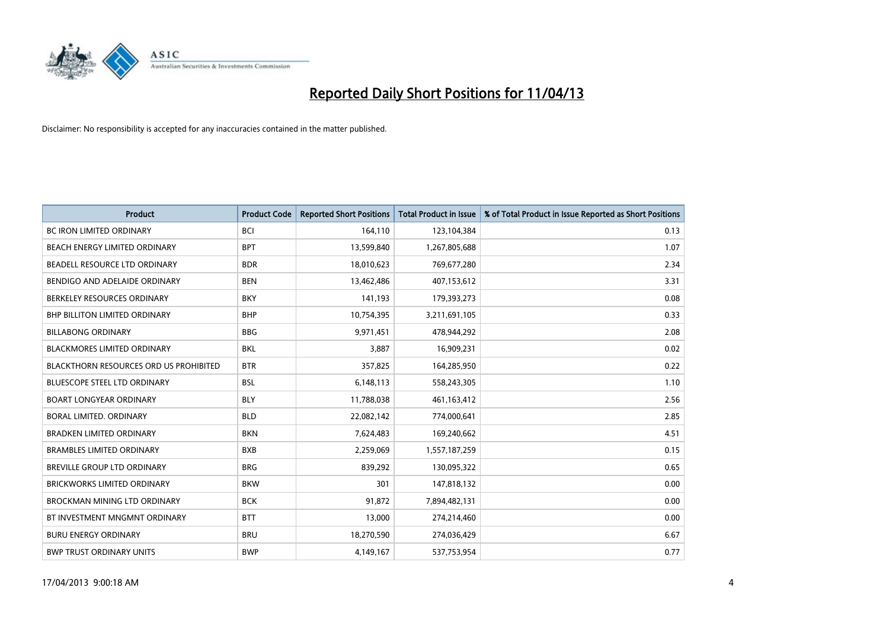# Reported Daily Short Positions for 11/04/13

Disclaimer: No responsibility is accepted for any inaccuracies contained in the matter published.

| Product | Product Code | Reported Short Positions | Total Product in Issue | % of Total Product in Issue Reported as Short Positions |
|---|---|---|---|---|
| BC IRON LIMITED ORDINARY | BCI | 164,110 | 123,104,384 | 0.13 |
| BEACH ENERGY LIMITED ORDINARY | BPT | 13,599,840 | 1,267,805,688 | 1.07 |
| BEADELL RESOURCE LTD ORDINARY | BDR | 18,010,623 | 769,677,280 | 2.34 |
| BENDIGO AND ADELAIDE ORDINARY | BEN | 13,462,486 | 407,153,612 | 3.31 |
| BERKELEY RESOURCES ORDINARY | BKY | 141,193 | 179,393,273 | 0.08 |
| BHP BILLITON LIMITED ORDINARY | BHP | 10,754,395 | 3,211,691,105 | 0.33 |
| BILLABONG ORDINARY | BBG | 9,971,451 | 478,944,292 | 2.08 |
| BLACKMORES LIMITED ORDINARY | BKL | 3,887 | 16,909,231 | 0.02 |
| BLACKTHORN RESOURCES ORD US PROHIBITED | BTR | 357,825 | 164,285,950 | 0.22 |
| BLUESCOPE STEEL LTD ORDINARY | BSL | 6,148,113 | 558,243,305 | 1.10 |
| BOART LONGYEAR ORDINARY | BLY | 11,788,038 | 461,163,412 | 2.56 |
| BORAL LIMITED. ORDINARY | BLD | 22,082,142 | 774,000,641 | 2.85 |
| BRADKEN LIMITED ORDINARY | BKN | 7,624,483 | 169,240,662 | 4.51 |
| BRAMBLES LIMITED ORDINARY | BXB | 2,259,069 | 1,557,187,259 | 0.15 |
| BREVILLE GROUP LTD ORDINARY | BRG | 839,292 | 130,095,322 | 0.65 |
| BRICKWORKS LIMITED ORDINARY | BKW | 301 | 147,818,132 | 0.00 |
| BROCKMAN MINING LTD ORDINARY | BCK | 91,872 | 7,894,482,131 | 0.00 |
| BT INVESTMENT MNGMNT ORDINARY | BTT | 13,000 | 274,214,460 | 0.00 |
| BURU ENERGY ORDINARY | BRU | 18,270,590 | 274,036,429 | 6.67 |
| BWP TRUST ORDINARY UNITS | BWP | 4,149,167 | 537,753,954 | 0.77 |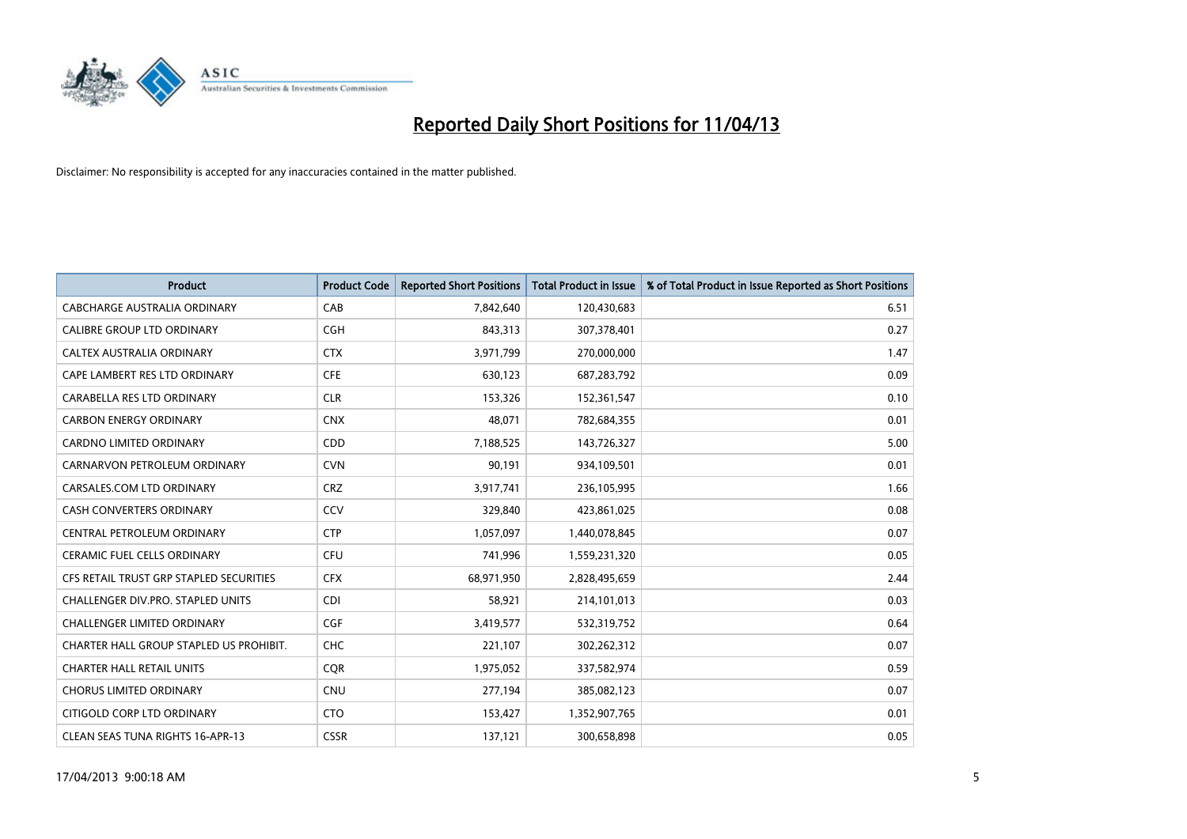# Reported Daily Short Positions for 11/04/13

Disclaimer: No responsibility is accepted for any inaccuracies contained in the matter published.

| Product | Product Code | Reported Short Positions | Total Product in Issue | % of Total Product in Issue Reported as Short Positions |
|---|---|---|---|---|
| CABCHARGE AUSTRALIA ORDINARY | CAB | 7,842,640 | 120,430,683 | 6.51 |
| CALIBRE GROUP LTD ORDINARY | CGH | 843,313 | 307,378,401 | 0.27 |
| CALTEX AUSTRALIA ORDINARY | CTX | 3,971,799 | 270,000,000 | 1.47 |
| CAPE LAMBERT RES LTD ORDINARY | CFE | 630,123 | 687,283,792 | 0.09 |
| CARABELLA RES LTD ORDINARY | CLR | 153,326 | 152,361,547 | 0.10 |
| CARBON ENERGY ORDINARY | CNX | 48,071 | 782,684,355 | 0.01 |
| CARDNO LIMITED ORDINARY | CDD | 7,188,525 | 143,726,327 | 5.00 |
| CARNARVON PETROLEUM ORDINARY | CVN | 90,191 | 934,109,501 | 0.01 |
| CARSALES.COM LTD ORDINARY | CRZ | 3,917,741 | 236,105,995 | 1.66 |
| CASH CONVERTERS ORDINARY | CCV | 329,840 | 423,861,025 | 0.08 |
| CENTRAL PETROLEUM ORDINARY | CTP | 1,057,097 | 1,440,078,845 | 0.07 |
| CERAMIC FUEL CELLS ORDINARY | CFU | 741,996 | 1,559,231,320 | 0.05 |
| CFS RETAIL TRUST GRP STAPLED SECURITIES | CFX | 68,971,950 | 2,828,495,659 | 2.44 |
| CHALLENGER DIV.PRO. STAPLED UNITS | CDI | 58,921 | 214,101,013 | 0.03 |
| CHALLENGER LIMITED ORDINARY | CGF | 3,419,577 | 532,319,752 | 0.64 |
| CHARTER HALL GROUP STAPLED US PROHIBIT. | CHC | 221,107 | 302,262,312 | 0.07 |
| CHARTER HALL RETAIL UNITS | CQR | 1,975,052 | 337,582,974 | 0.59 |
| CHORUS LIMITED ORDINARY | CNU | 277,194 | 385,082,123 | 0.07 |
| CITIGOLD CORP LTD ORDINARY | CTO | 153,427 | 1,352,907,765 | 0.01 |
| CLEAN SEAS TUNA RIGHTS 16-APR-13 | CSSR | 137,121 | 300,658,898 | 0.05 |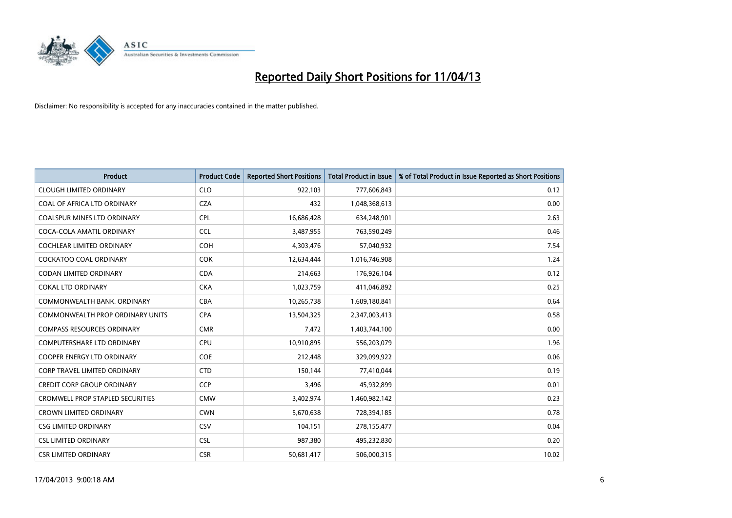# Reported Daily Short Positions for 11/04/13

Disclaimer: No responsibility is accepted for any inaccuracies contained in the matter published.

| Product | Product Code | Reported Short Positions | Total Product in Issue | % of Total Product in Issue Reported as Short Positions |
| --- | --- | --- | --- | --- |
| CLOUGH LIMITED ORDINARY | CLO | 922,103 | 777,606,843 | 0.12 |
| COAL OF AFRICA LTD ORDINARY | CZA | 432 | 1,048,368,613 | 0.00 |
| COALSPUR MINES LTD ORDINARY | CPL | 16,686,428 | 634,248,901 | 2.63 |
| COCA-COLA AMATIL ORDINARY | CCL | 3,487,955 | 763,590,249 | 0.46 |
| COCHLEAR LIMITED ORDINARY | COH | 4,303,476 | 57,040,932 | 7.54 |
| COCKATOO COAL ORDINARY | COK | 12,634,444 | 1,016,746,908 | 1.24 |
| CODAN LIMITED ORDINARY | CDA | 214,663 | 176,926,104 | 0.12 |
| COKAL LTD ORDINARY | CKA | 1,023,759 | 411,046,892 | 0.25 |
| COMMONWEALTH BANK. ORDINARY | CBA | 10,265,738 | 1,609,180,841 | 0.64 |
| COMMONWEALTH PROP ORDINARY UNITS | CPA | 13,504,325 | 2,347,003,413 | 0.58 |
| COMPASS RESOURCES ORDINARY | CMR | 7,472 | 1,403,744,100 | 0.00 |
| COMPUTERSHARE LTD ORDINARY | CPU | 10,910,895 | 556,203,079 | 1.96 |
| COOPER ENERGY LTD ORDINARY | COE | 212,448 | 329,099,922 | 0.06 |
| CORP TRAVEL LIMITED ORDINARY | CTD | 150,144 | 77,410,044 | 0.19 |
| CREDIT CORP GROUP ORDINARY | CCP | 3,496 | 45,932,899 | 0.01 |
| CROMWELL PROP STAPLED SECURITIES | CMW | 3,402,974 | 1,460,982,142 | 0.23 |
| CROWN LIMITED ORDINARY | CWN | 5,670,638 | 728,394,185 | 0.78 |
| CSG LIMITED ORDINARY | CSV | 104,151 | 278,155,477 | 0.04 |
| CSL LIMITED ORDINARY | CSL | 987,380 | 495,232,830 | 0.20 |
| CSR LIMITED ORDINARY | CSR | 50,681,417 | 506,000,315 | 10.02 |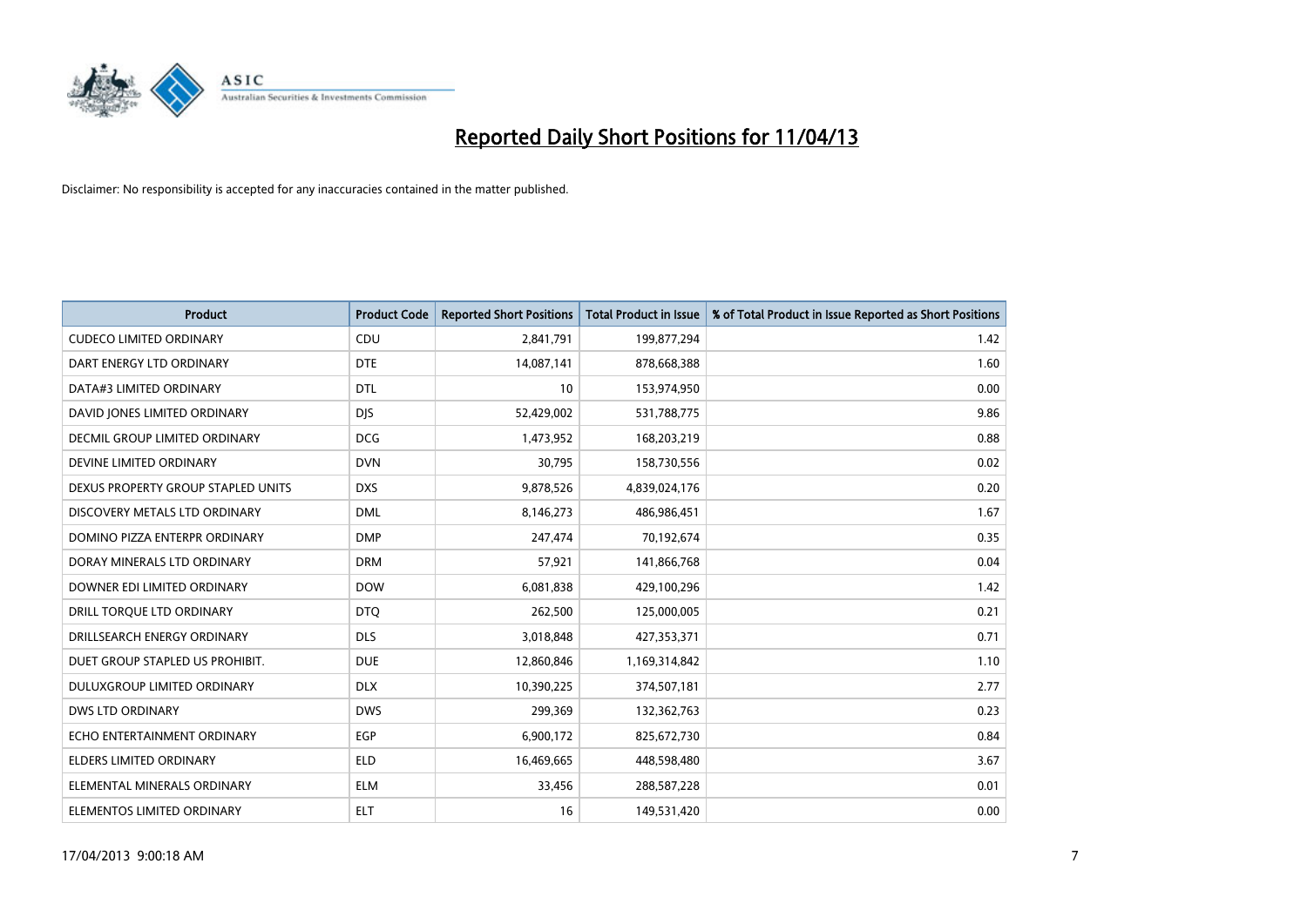# Reported Daily Short Positions for 11/04/13

Disclaimer: No responsibility is accepted for any inaccuracies contained in the matter published.

| Product | Product Code | Reported Short Positions | Total Product in Issue | % of Total Product in Issue Reported as Short Positions |
|---|---|---|---|---|
| CUDECO LIMITED ORDINARY | CDU | 2,841,791 | 199,877,294 | 1.42 |
| DART ENERGY LTD ORDINARY | DTE | 14,087,141 | 878,668,388 | 1.60 |
| DATA#3 LIMITED ORDINARY | DTL | 10 | 153,974,950 | 0.00 |
| DAVID JONES LIMITED ORDINARY | DJS | 52,429,002 | 531,788,775 | 9.86 |
| DECMIL GROUP LIMITED ORDINARY | DCG | 1,473,952 | 168,203,219 | 0.88 |
| DEVINE LIMITED ORDINARY | DVN | 30,795 | 158,730,556 | 0.02 |
| DEXUS PROPERTY GROUP STAPLED UNITS | DXS | 9,878,526 | 4,839,024,176 | 0.20 |
| DISCOVERY METALS LTD ORDINARY | DML | 8,146,273 | 486,986,451 | 1.67 |
| DOMINO PIZZA ENTERPR ORDINARY | DMP | 247,474 | 70,192,674 | 0.35 |
| DORAY MINERALS LTD ORDINARY | DRM | 57,921 | 141,866,768 | 0.04 |
| DOWNER EDI LIMITED ORDINARY | DOW | 6,081,838 | 429,100,296 | 1.42 |
| DRILL TORQUE LTD ORDINARY | DTQ | 262,500 | 125,000,005 | 0.21 |
| DRILLSEARCH ENERGY ORDINARY | DLS | 3,018,848 | 427,353,371 | 0.71 |
| DUET GROUP STAPLED US PROHIBIT. | DUE | 12,860,846 | 1,169,314,842 | 1.10 |
| DULUXGROUP LIMITED ORDINARY | DLX | 10,390,225 | 374,507,181 | 2.77 |
| DWS LTD ORDINARY | DWS | 299,369 | 132,362,763 | 0.23 |
| ECHO ENTERTAINMENT ORDINARY | EGP | 6,900,172 | 825,672,730 | 0.84 |
| ELDERS LIMITED ORDINARY | ELD | 16,469,665 | 448,598,480 | 3.67 |
| ELEMENTAL MINERALS ORDINARY | ELM | 33,456 | 288,587,228 | 0.01 |
| ELEMENTOS LIMITED ORDINARY | ELT | 16 | 149,531,420 | 0.00 |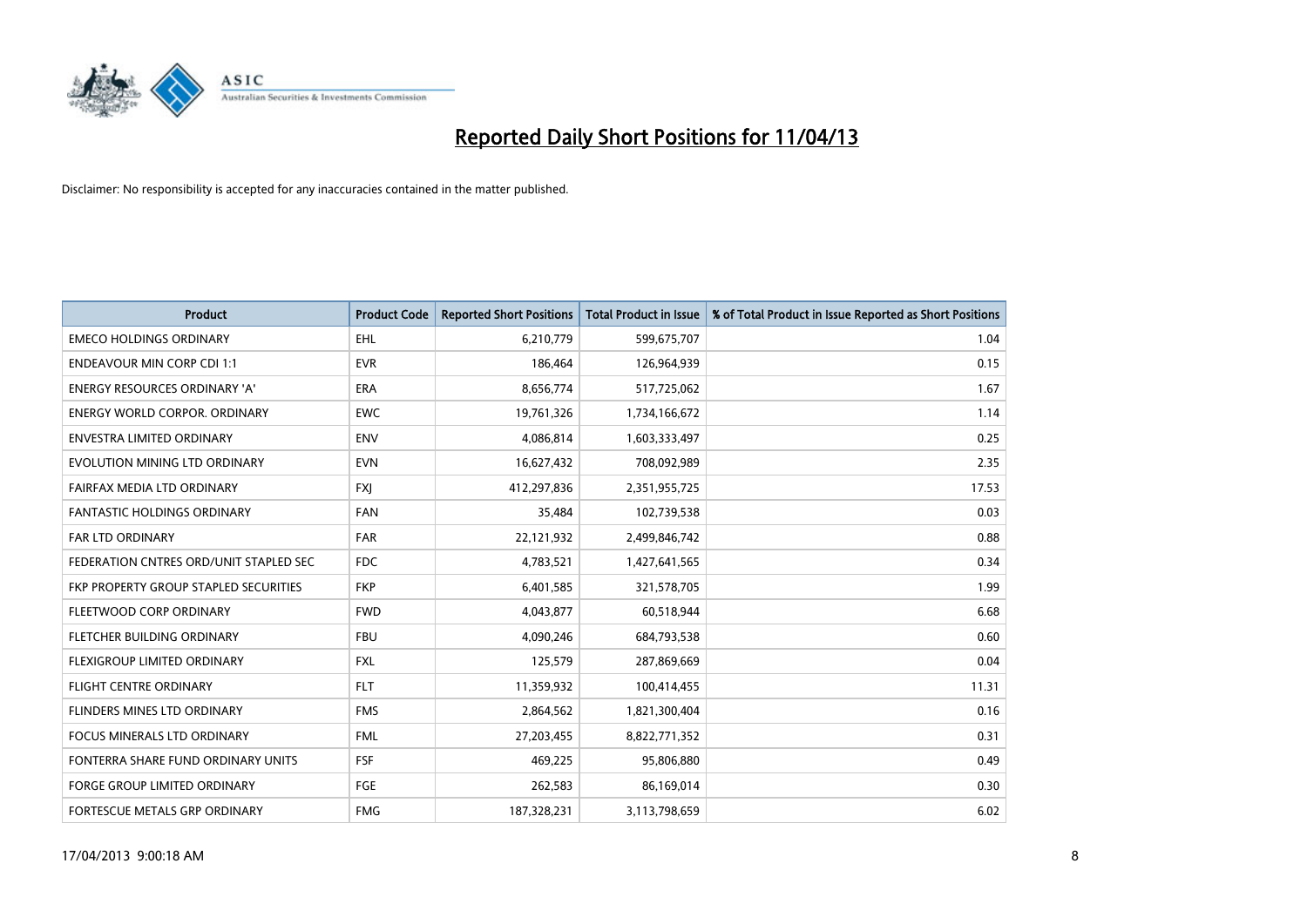# Reported Daily Short Positions for 11/04/13

Disclaimer: No responsibility is accepted for any inaccuracies contained in the matter published.

| Product | Product Code | Reported Short Positions | Total Product in Issue | % of Total Product in Issue Reported as Short Positions |
|---|---|---|---|---|
| EMECO HOLDINGS ORDINARY | EHL | 6,210,779 | 599,675,707 | 1.04 |
| ENDEAVOUR MIN CORP CDI 1:1 | EVR | 186,464 | 126,964,939 | 0.15 |
| ENERGY RESOURCES ORDINARY 'A' | ERA | 8,656,774 | 517,725,062 | 1.67 |
| ENERGY WORLD CORPOR. ORDINARY | EWC | 19,761,326 | 1,734,166,672 | 1.14 |
| ENVESTRA LIMITED ORDINARY | ENV | 4,086,814 | 1,603,333,497 | 0.25 |
| EVOLUTION MINING LTD ORDINARY | EVN | 16,627,432 | 708,092,989 | 2.35 |
| FAIRFAX MEDIA LTD ORDINARY | FXJ | 412,297,836 | 2,351,955,725 | 17.53 |
| FANTASTIC HOLDINGS ORDINARY | FAN | 35,484 | 102,739,538 | 0.03 |
| FAR LTD ORDINARY | FAR | 22,121,932 | 2,499,846,742 | 0.88 |
| FEDERATION CNTRES ORD/UNIT STAPLED SEC | FDC | 4,783,521 | 1,427,641,565 | 0.34 |
| FKP PROPERTY GROUP STAPLED SECURITIES | FKP | 6,401,585 | 321,578,705 | 1.99 |
| FLEETWOOD CORP ORDINARY | FWD | 4,043,877 | 60,518,944 | 6.68 |
| FLETCHER BUILDING ORDINARY | FBU | 4,090,246 | 684,793,538 | 0.60 |
| FLEXIGROUP LIMITED ORDINARY | FXL | 125,579 | 287,869,669 | 0.04 |
| FLIGHT CENTRE ORDINARY | FLT | 11,359,932 | 100,414,455 | 11.31 |
| FLINDERS MINES LTD ORDINARY | FMS | 2,864,562 | 1,821,300,404 | 0.16 |
| FOCUS MINERALS LTD ORDINARY | FML | 27,203,455 | 8,822,771,352 | 0.31 |
| FONTERRA SHARE FUND ORDINARY UNITS | FSF | 469,225 | 95,806,880 | 0.49 |
| FORGE GROUP LIMITED ORDINARY | FGE | 262,583 | 86,169,014 | 0.30 |
| FORTESCUE METALS GRP ORDINARY | FMG | 187,328,231 | 3,113,798,659 | 6.02 |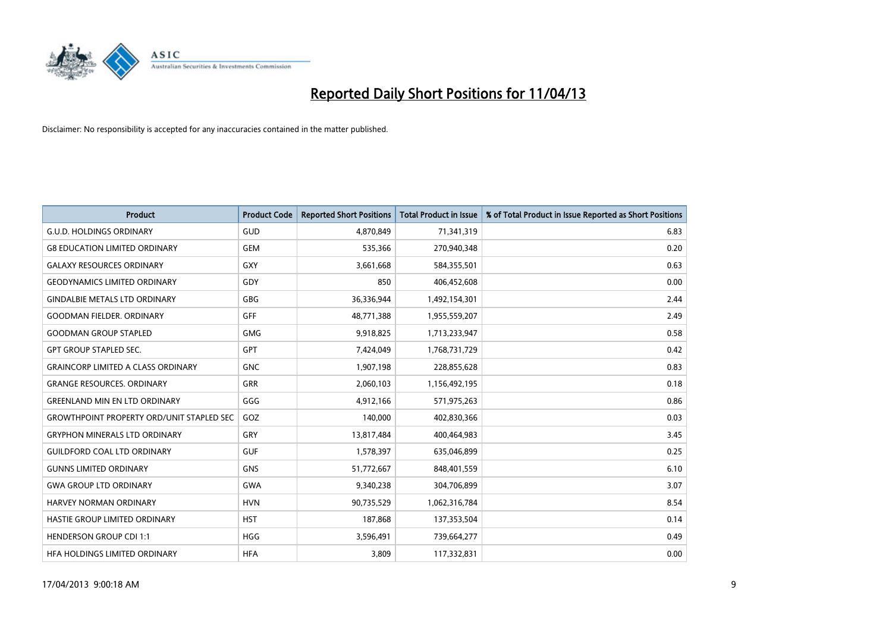# Reported Daily Short Positions for 11/04/13

Disclaimer: No responsibility is accepted for any inaccuracies contained in the matter published.

| Product | Product Code | Reported Short Positions | Total Product in Issue | % of Total Product in Issue Reported as Short Positions |
|---|---|---|---|---|
| G.U.D. HOLDINGS ORDINARY | GUD | 4,870,849 | 71,341,319 | 6.83 |
| G8 EDUCATION LIMITED ORDINARY | GEM | 535,366 | 270,940,348 | 0.20 |
| GALAXY RESOURCES ORDINARY | GXY | 3,661,668 | 584,355,501 | 0.63 |
| GEODYNAMICS LIMITED ORDINARY | GDY | 850 | 406,452,608 | 0.00 |
| GINDALBIE METALS LTD ORDINARY | GBG | 36,336,944 | 1,492,154,301 | 2.44 |
| GOODMAN FIELDER. ORDINARY | GFF | 48,771,388 | 1,955,559,207 | 2.49 |
| GOODMAN GROUP STAPLED | GMG | 9,918,825 | 1,713,233,947 | 0.58 |
| GPT GROUP STAPLED SEC. | GPT | 7,424,049 | 1,768,731,729 | 0.42 |
| GRAINCORP LIMITED A CLASS ORDINARY | GNC | 1,907,198 | 228,855,628 | 0.83 |
| GRANGE RESOURCES. ORDINARY | GRR | 2,060,103 | 1,156,492,195 | 0.18 |
| GREENLAND MIN EN LTD ORDINARY | GGG | 4,912,166 | 571,975,263 | 0.86 |
| GROWTHPOINT PROPERTY ORD/UNIT STAPLED SEC | GOZ | 140,000 | 402,830,366 | 0.03 |
| GRYPHON MINERALS LTD ORDINARY | GRY | 13,817,484 | 400,464,983 | 3.45 |
| GUILDFORD COAL LTD ORDINARY | GUF | 1,578,397 | 635,046,899 | 0.25 |
| GUNNS LIMITED ORDINARY | GNS | 51,772,667 | 848,401,559 | 6.10 |
| GWA GROUP LTD ORDINARY | GWA | 9,340,238 | 304,706,899 | 3.07 |
| HARVEY NORMAN ORDINARY | HVN | 90,735,529 | 1,062,316,784 | 8.54 |
| HASTIE GROUP LIMITED ORDINARY | HST | 187,868 | 137,353,504 | 0.14 |
| HENDERSON GROUP CDI 1:1 | HGG | 3,596,491 | 739,664,277 | 0.49 |
| HFA HOLDINGS LIMITED ORDINARY | HFA | 3,809 | 117,332,831 | 0.00 |

17/04/2013 9:00:18 AM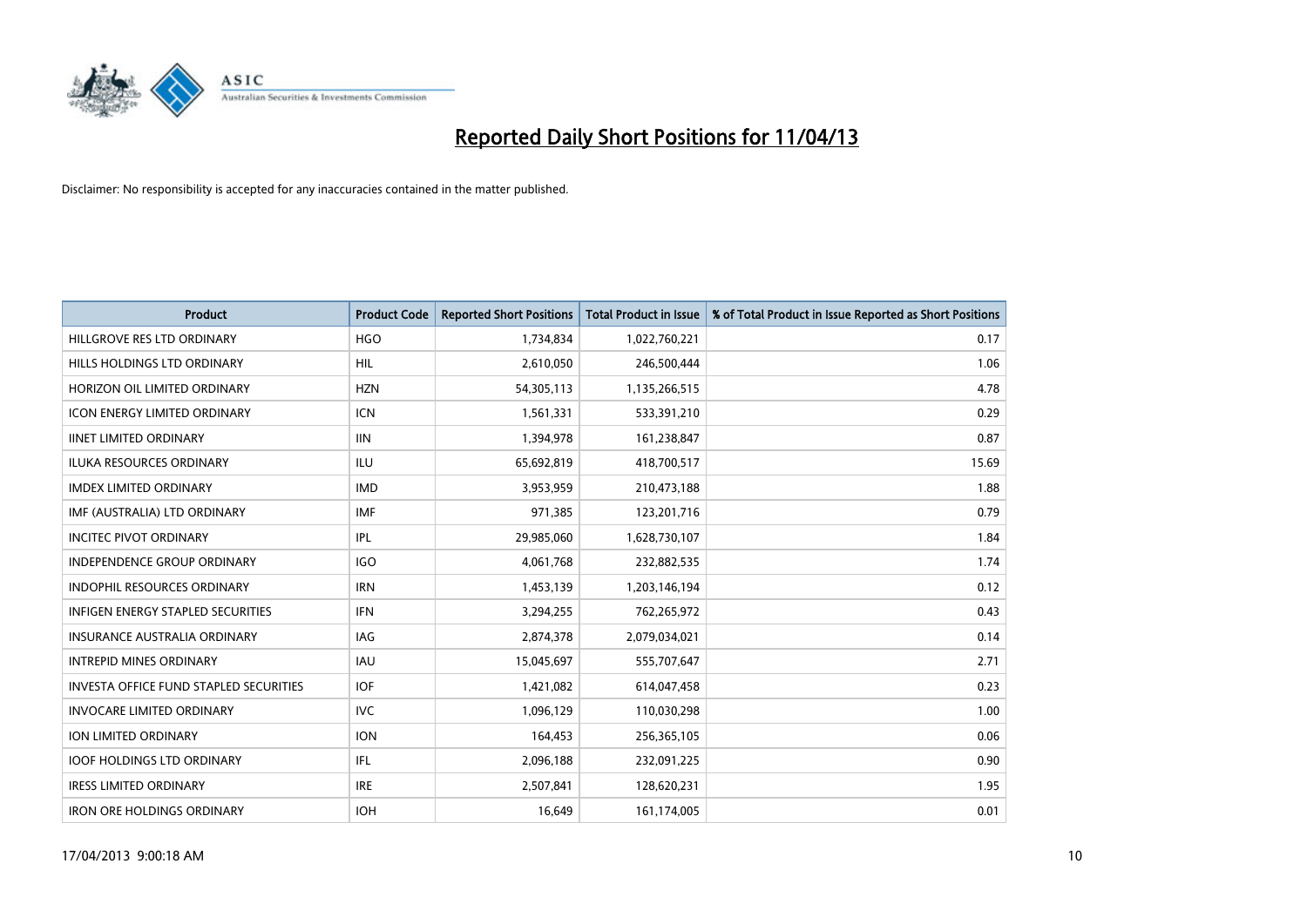# Reported Daily Short Positions for 11/04/13

Disclaimer: No responsibility is accepted for any inaccuracies contained in the matter published.

| Product | Product Code | Reported Short Positions | Total Product in Issue | % of Total Product in Issue Reported as Short Positions |
|---|---|---|---|---|
| HILLGROVE RES LTD ORDINARY | HGO | 1,734,834 | 1,022,760,221 | 0.17 |
| HILLS HOLDINGS LTD ORDINARY | HIL | 2,610,050 | 246,500,444 | 1.06 |
| HORIZON OIL LIMITED ORDINARY | HZN | 54,305,113 | 1,135,266,515 | 4.78 |
| ICON ENERGY LIMITED ORDINARY | ICN | 1,561,331 | 533,391,210 | 0.29 |
| IINET LIMITED ORDINARY | IIN | 1,394,978 | 161,238,847 | 0.87 |
| ILUKA RESOURCES ORDINARY | ILU | 65,692,819 | 418,700,517 | 15.69 |
| IMDEX LIMITED ORDINARY | IMD | 3,953,959 | 210,473,188 | 1.88 |
| IMF (AUSTRALIA) LTD ORDINARY | IMF | 971,385 | 123,201,716 | 0.79 |
| INCITEC PIVOT ORDINARY | IPL | 29,985,060 | 1,628,730,107 | 1.84 |
| INDEPENDENCE GROUP ORDINARY | IGO | 4,061,768 | 232,882,535 | 1.74 |
| INDOPHIL RESOURCES ORDINARY | IRN | 1,453,139 | 1,203,146,194 | 0.12 |
| INFIGEN ENERGY STAPLED SECURITIES | IFN | 3,294,255 | 762,265,972 | 0.43 |
| INSURANCE AUSTRALIA ORDINARY | IAG | 2,874,378 | 2,079,034,021 | 0.14 |
| INTREPID MINES ORDINARY | IAU | 15,045,697 | 555,707,647 | 2.71 |
| INVESTA OFFICE FUND STAPLED SECURITIES | IOF | 1,421,082 | 614,047,458 | 0.23 |
| INVOCARE LIMITED ORDINARY | IVC | 1,096,129 | 110,030,298 | 1.00 |
| ION LIMITED ORDINARY | ION | 164,453 | 256,365,105 | 0.06 |
| IOOF HOLDINGS LTD ORDINARY | IFL | 2,096,188 | 232,091,225 | 0.90 |
| IRESS LIMITED ORDINARY | IRE | 2,507,841 | 128,620,231 | 1.95 |
| IRON ORE HOLDINGS ORDINARY | IOH | 16,649 | 161,174,005 | 0.01 |

17/04/2013 9:00:18 AM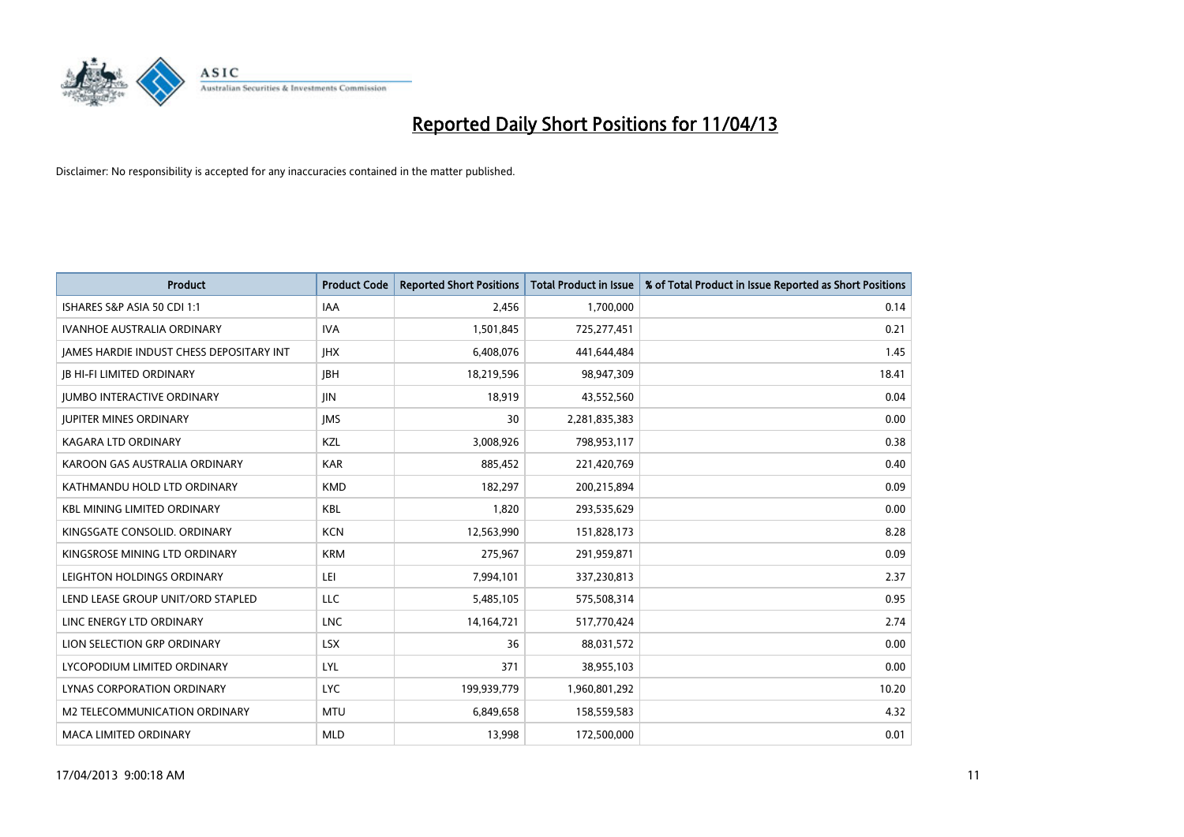# Reported Daily Short Positions for 11/04/13

Disclaimer: No responsibility is accepted for any inaccuracies contained in the matter published.

| Product | Product Code | Reported Short Positions | Total Product in Issue | % of Total Product in Issue Reported as Short Positions |
|---|---|---|---|---|
| ISHARES S&P ASIA 50 CDI 1:1 | IAA | 2,456 | 1,700,000 | 0.14 |
| IVANHOE AUSTRALIA ORDINARY | IVA | 1,501,845 | 725,277,451 | 0.21 |
| JAMES HARDIE INDUST CHESS DEPOSITARY INT | JHX | 6,408,076 | 441,644,484 | 1.45 |
| JB HI-FI LIMITED ORDINARY | JBH | 18,219,596 | 98,947,309 | 18.41 |
| JUMBO INTERACTIVE ORDINARY | JIN | 18,919 | 43,552,560 | 0.04 |
| JUPITER MINES ORDINARY | JMS | 30 | 2,281,835,383 | 0.00 |
| KAGARA LTD ORDINARY | KZL | 3,008,926 | 798,953,117 | 0.38 |
| KAROON GAS AUSTRALIA ORDINARY | KAR | 885,452 | 221,420,769 | 0.40 |
| KATHMANDU HOLD LTD ORDINARY | KMD | 182,297 | 200,215,894 | 0.09 |
| KBL MINING LIMITED ORDINARY | KBL | 1,820 | 293,535,629 | 0.00 |
| KINGSGATE CONSOLID. ORDINARY | KCN | 12,563,990 | 151,828,173 | 8.28 |
| KINGSROSE MINING LTD ORDINARY | KRM | 275,967 | 291,959,871 | 0.09 |
| LEIGHTON HOLDINGS ORDINARY | LEI | 7,994,101 | 337,230,813 | 2.37 |
| LEND LEASE GROUP UNIT/ORD STAPLED | LLC | 5,485,105 | 575,508,314 | 0.95 |
| LINC ENERGY LTD ORDINARY | LNC | 14,164,721 | 517,770,424 | 2.74 |
| LION SELECTION GRP ORDINARY | LSX | 36 | 88,031,572 | 0.00 |
| LYCOPODIUM LIMITED ORDINARY | LYL | 371 | 38,955,103 | 0.00 |
| LYNAS CORPORATION ORDINARY | LYC | 199,939,779 | 1,960,801,292 | 10.20 |
| M2 TELECOMMUNICATION ORDINARY | MTU | 6,849,658 | 158,559,583 | 4.32 |
| MACA LIMITED ORDINARY | MLD | 13,998 | 172,500,000 | 0.01 |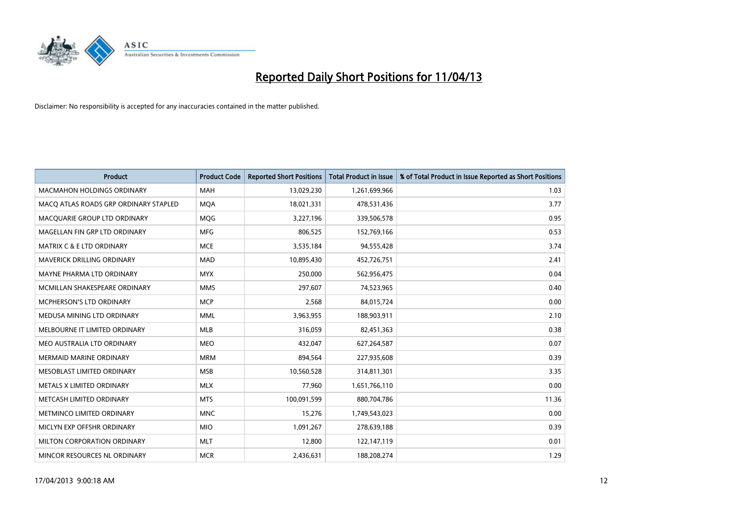# Reported Daily Short Positions for 11/04/13

Disclaimer: No responsibility is accepted for any inaccuracies contained in the matter published.

| Product | Product Code | Reported Short Positions | Total Product in Issue | % of Total Product in Issue Reported as Short Positions |
|---|---|---|---|---|
| MACMAHON HOLDINGS ORDINARY | MAH | 13,029,230 | 1,261,699,966 | 1.03 |
| MACQ ATLAS ROADS GRP ORDINARY STAPLED | MQA | 18,021,331 | 478,531,436 | 3.77 |
| MACQUARIE GROUP LTD ORDINARY | MQG | 3,227,196 | 339,506,578 | 0.95 |
| MAGELLAN FIN GRP LTD ORDINARY | MFG | 806,525 | 152,769,166 | 0.53 |
| MATRIX C & E LTD ORDINARY | MCE | 3,535,184 | 94,555,428 | 3.74 |
| MAVERICK DRILLING ORDINARY | MAD | 10,895,430 | 452,726,751 | 2.41 |
| MAYNE PHARMA LTD ORDINARY | MYX | 250,000 | 562,956,475 | 0.04 |
| MCMILLAN SHAKESPEARE ORDINARY | MMS | 297,607 | 74,523,965 | 0.40 |
| MCPHERSON'S LTD ORDINARY | MCP | 2,568 | 84,015,724 | 0.00 |
| MEDUSA MINING LTD ORDINARY | MML | 3,963,955 | 188,903,911 | 2.10 |
| MELBOURNE IT LIMITED ORDINARY | MLB | 316,059 | 82,451,363 | 0.38 |
| MEO AUSTRALIA LTD ORDINARY | MEO | 432,047 | 627,264,587 | 0.07 |
| MERMAID MARINE ORDINARY | MRM | 894,564 | 227,935,608 | 0.39 |
| MESOBLAST LIMITED ORDINARY | MSB | 10,560,528 | 314,811,301 | 3.35 |
| METALS X LIMITED ORDINARY | MLX | 77,960 | 1,651,766,110 | 0.00 |
| METCASH LIMITED ORDINARY | MTS | 100,091,599 | 880,704,786 | 11.36 |
| METMINCO LIMITED ORDINARY | MNC | 15,276 | 1,749,543,023 | 0.00 |
| MICLYN EXP OFFSHR ORDINARY | MIO | 1,091,267 | 278,639,188 | 0.39 |
| MILTON CORPORATION ORDINARY | MLT | 12,800 | 122,147,119 | 0.01 |
| MINCOR RESOURCES NL ORDINARY | MCR | 2,436,631 | 188,208,274 | 1.29 |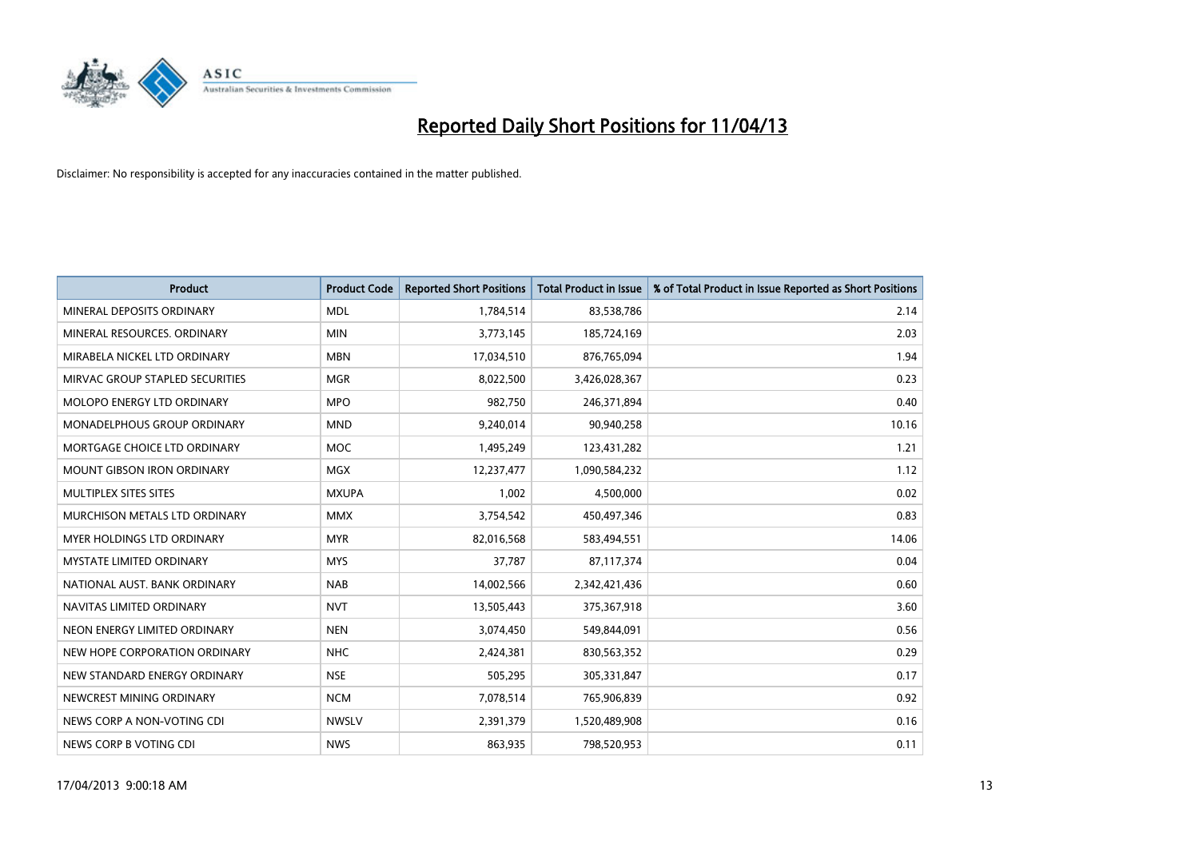# Reported Daily Short Positions for 11/04/13

Disclaimer: No responsibility is accepted for any inaccuracies contained in the matter published.

| Product | Product Code | Reported Short Positions | Total Product in Issue | % of Total Product in Issue Reported as Short Positions |
|---|---|---|---|---|
| MINERAL DEPOSITS ORDINARY | MDL | 1,784,514 | 83,538,786 | 2.14 |
| MINERAL RESOURCES. ORDINARY | MIN | 3,773,145 | 185,724,169 | 2.03 |
| MIRABELA NICKEL LTD ORDINARY | MBN | 17,034,510 | 876,765,094 | 1.94 |
| MIRVAC GROUP STAPLED SECURITIES | MGR | 8,022,500 | 3,426,028,367 | 0.23 |
| MOLOPO ENERGY LTD ORDINARY | MPO | 982,750 | 246,371,894 | 0.40 |
| MONADELPHOUS GROUP ORDINARY | MND | 9,240,014 | 90,940,258 | 10.16 |
| MORTGAGE CHOICE LTD ORDINARY | MOC | 1,495,249 | 123,431,282 | 1.21 |
| MOUNT GIBSON IRON ORDINARY | MGX | 12,237,477 | 1,090,584,232 | 1.12 |
| MULTIPLEX SITES SITES | MXUPA | 1,002 | 4,500,000 | 0.02 |
| MURCHISON METALS LTD ORDINARY | MMX | 3,754,542 | 450,497,346 | 0.83 |
| MYER HOLDINGS LTD ORDINARY | MYR | 82,016,568 | 583,494,551 | 14.06 |
| MYSTATE LIMITED ORDINARY | MYS | 37,787 | 87,117,374 | 0.04 |
| NATIONAL AUST. BANK ORDINARY | NAB | 14,002,566 | 2,342,421,436 | 0.60 |
| NAVITAS LIMITED ORDINARY | NVT | 13,505,443 | 375,367,918 | 3.60 |
| NEON ENERGY LIMITED ORDINARY | NEN | 3,074,450 | 549,844,091 | 0.56 |
| NEW HOPE CORPORATION ORDINARY | NHC | 2,424,381 | 830,563,352 | 0.29 |
| NEW STANDARD ENERGY ORDINARY | NSE | 505,295 | 305,331,847 | 0.17 |
| NEWCREST MINING ORDINARY | NCM | 7,078,514 | 765,906,839 | 0.92 |
| NEWS CORP A NON-VOTING CDI | NWSLV | 2,391,379 | 1,520,489,908 | 0.16 |
| NEWS CORP B VOTING CDI | NWS | 863,935 | 798,520,953 | 0.11 |

17/04/2013 9:00:18 AM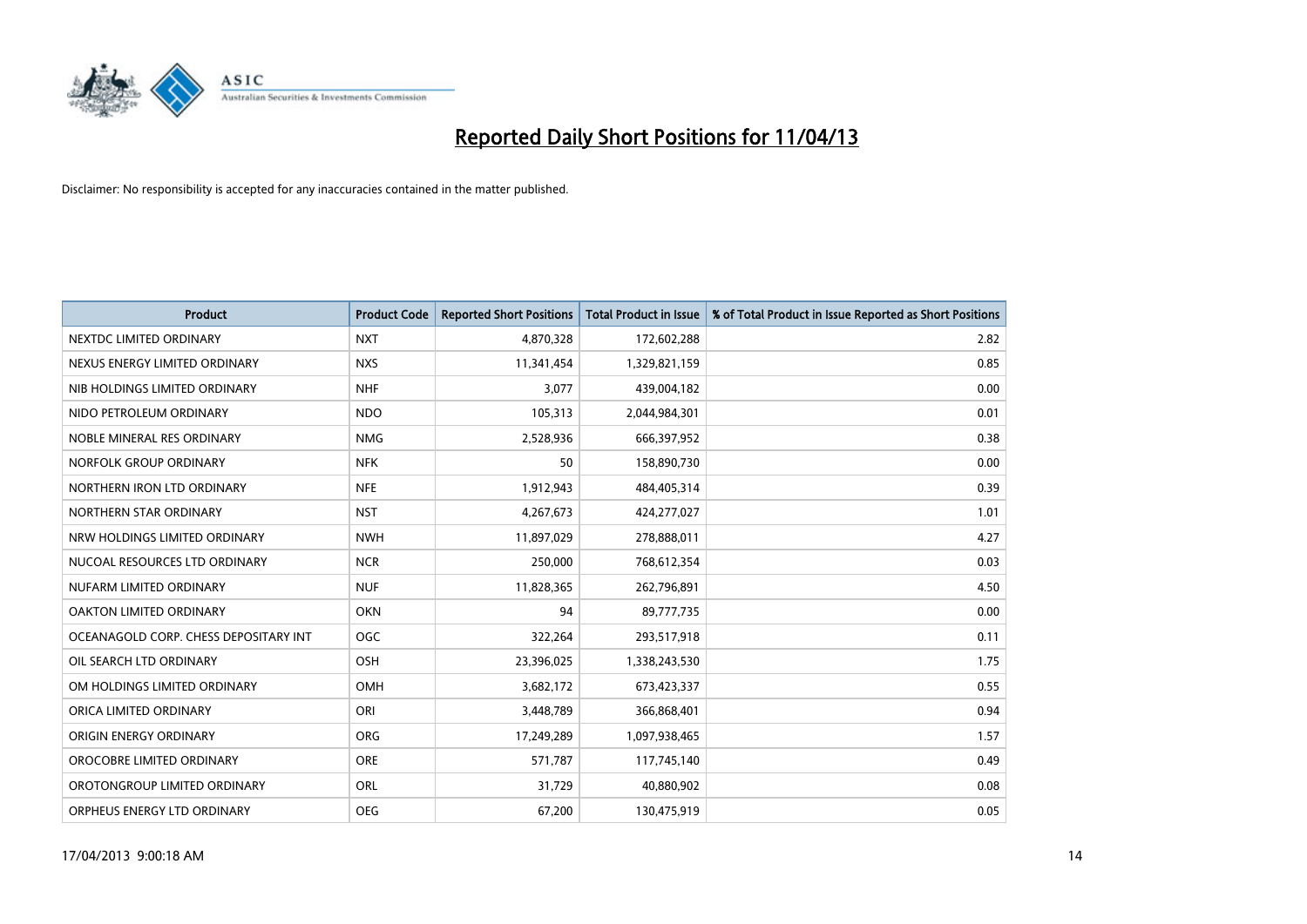# Reported Daily Short Positions for 11/04/13

Disclaimer: No responsibility is accepted for any inaccuracies contained in the matter published.

| Product | Product Code | Reported Short Positions | Total Product in Issue | % of Total Product in Issue Reported as Short Positions |
|---|---|---|---|---|
| NEXTDC LIMITED ORDINARY | NXT | 4,870,328 | 172,602,288 | 2.82 |
| NEXUS ENERGY LIMITED ORDINARY | NXS | 11,341,454 | 1,329,821,159 | 0.85 |
| NIB HOLDINGS LIMITED ORDINARY | NHF | 3,077 | 439,004,182 | 0.00 |
| NIDO PETROLEUM ORDINARY | NDO | 105,313 | 2,044,984,301 | 0.01 |
| NOBLE MINERAL RES ORDINARY | NMG | 2,528,936 | 666,397,952 | 0.38 |
| NORFOLK GROUP ORDINARY | NFK | 50 | 158,890,730 | 0.00 |
| NORTHERN IRON LTD ORDINARY | NFE | 1,912,943 | 484,405,314 | 0.39 |
| NORTHERN STAR ORDINARY | NST | 4,267,673 | 424,277,027 | 1.01 |
| NRW HOLDINGS LIMITED ORDINARY | NWH | 11,897,029 | 278,888,011 | 4.27 |
| NUCOAL RESOURCES LTD ORDINARY | NCR | 250,000 | 768,612,354 | 0.03 |
| NUFARM LIMITED ORDINARY | NUF | 11,828,365 | 262,796,891 | 4.50 |
| OAKTON LIMITED ORDINARY | OKN | 94 | 89,777,735 | 0.00 |
| OCEANAGOLD CORP. CHESS DEPOSITARY INT | OGC | 322,264 | 293,517,918 | 0.11 |
| OIL SEARCH LTD ORDINARY | OSH | 23,396,025 | 1,338,243,530 | 1.75 |
| OM HOLDINGS LIMITED ORDINARY | OMH | 3,682,172 | 673,423,337 | 0.55 |
| ORICA LIMITED ORDINARY | ORI | 3,448,789 | 366,868,401 | 0.94 |
| ORIGIN ENERGY ORDINARY | ORG | 17,249,289 | 1,097,938,465 | 1.57 |
| OROCOBRE LIMITED ORDINARY | ORE | 571,787 | 117,745,140 | 0.49 |
| OROTONGROUP LIMITED ORDINARY | ORL | 31,729 | 40,880,902 | 0.08 |
| ORPHEUS ENERGY LTD ORDINARY | OEG | 67,200 | 130,475,919 | 0.05 |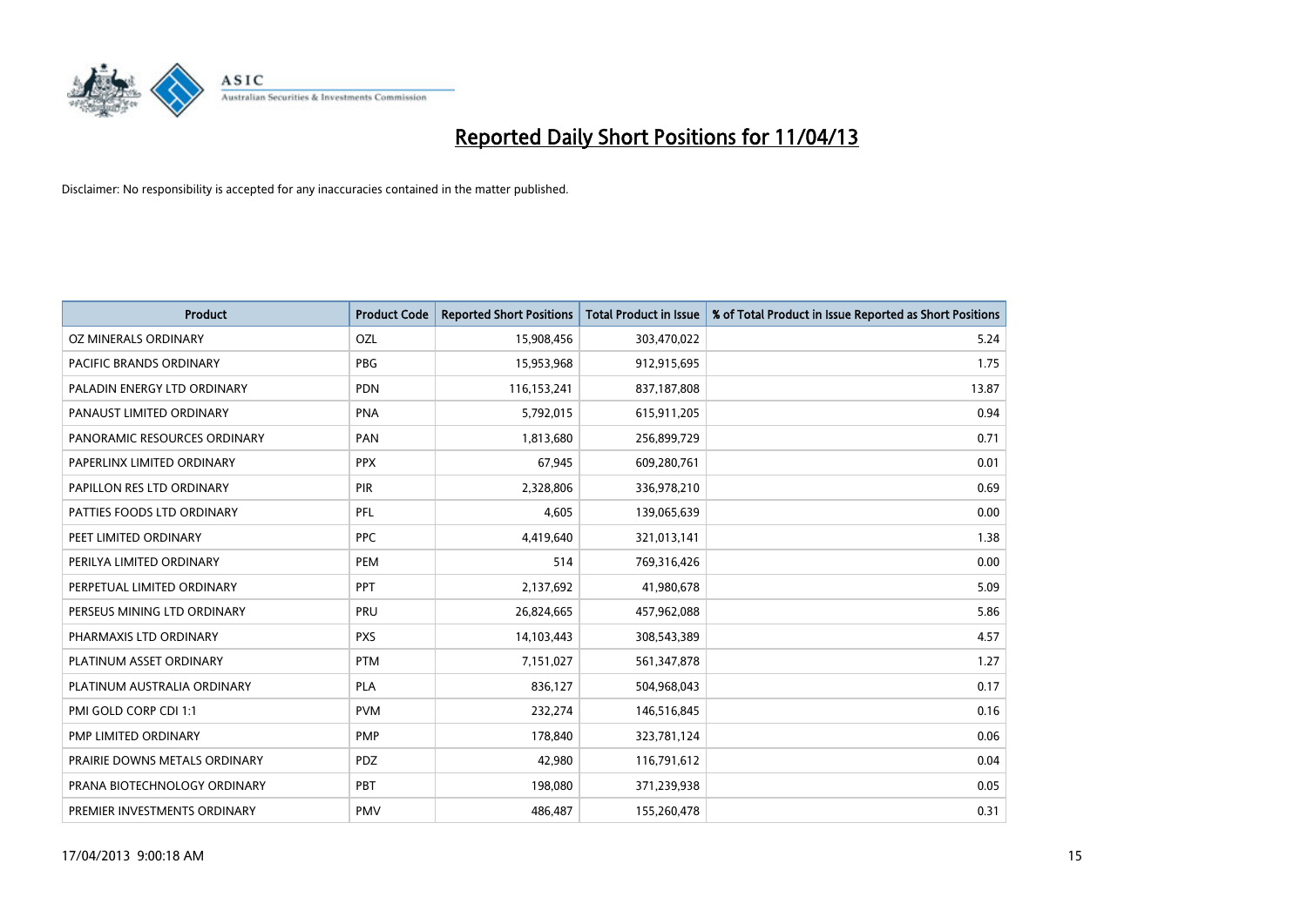# Reported Daily Short Positions for 11/04/13

Disclaimer: No responsibility is accepted for any inaccuracies contained in the matter published.

| Product | Product Code | Reported Short Positions | Total Product in Issue | % of Total Product in Issue Reported as Short Positions |
|---|---|---|---|---|
| OZ MINERALS ORDINARY | OZL | 15,908,456 | 303,470,022 | 5.24 |
| PACIFIC BRANDS ORDINARY | PBG | 15,953,968 | 912,915,695 | 1.75 |
| PALADIN ENERGY LTD ORDINARY | PDN | 116,153,241 | 837,187,808 | 13.87 |
| PANAUST LIMITED ORDINARY | PNA | 5,792,015 | 615,911,205 | 0.94 |
| PANORAMIC RESOURCES ORDINARY | PAN | 1,813,680 | 256,899,729 | 0.71 |
| PAPERLINX LIMITED ORDINARY | PPX | 67,945 | 609,280,761 | 0.01 |
| PAPILLON RES LTD ORDINARY | PIR | 2,328,806 | 336,978,210 | 0.69 |
| PATTIES FOODS LTD ORDINARY | PFL | 4,605 | 139,065,639 | 0.00 |
| PEET LIMITED ORDINARY | PPC | 4,419,640 | 321,013,141 | 1.38 |
| PERILYA LIMITED ORDINARY | PEM | 514 | 769,316,426 | 0.00 |
| PERPETUAL LIMITED ORDINARY | PPT | 2,137,692 | 41,980,678 | 5.09 |
| PERSEUS MINING LTD ORDINARY | PRU | 26,824,665 | 457,962,088 | 5.86 |
| PHARMAXIS LTD ORDINARY | PXS | 14,103,443 | 308,543,389 | 4.57 |
| PLATINUM ASSET ORDINARY | PTM | 7,151,027 | 561,347,878 | 1.27 |
| PLATINUM AUSTRALIA ORDINARY | PLA | 836,127 | 504,968,043 | 0.17 |
| PMI GOLD CORP CDI 1:1 | PVM | 232,274 | 146,516,845 | 0.16 |
| PMP LIMITED ORDINARY | PMP | 178,840 | 323,781,124 | 0.06 |
| PRAIRIE DOWNS METALS ORDINARY | PDZ | 42,980 | 116,791,612 | 0.04 |
| PRANA BIOTECHNOLOGY ORDINARY | PBT | 198,080 | 371,239,938 | 0.05 |
| PREMIER INVESTMENTS ORDINARY | PMV | 486,487 | 155,260,478 | 0.31 |

17/04/2013 9:00:18 AM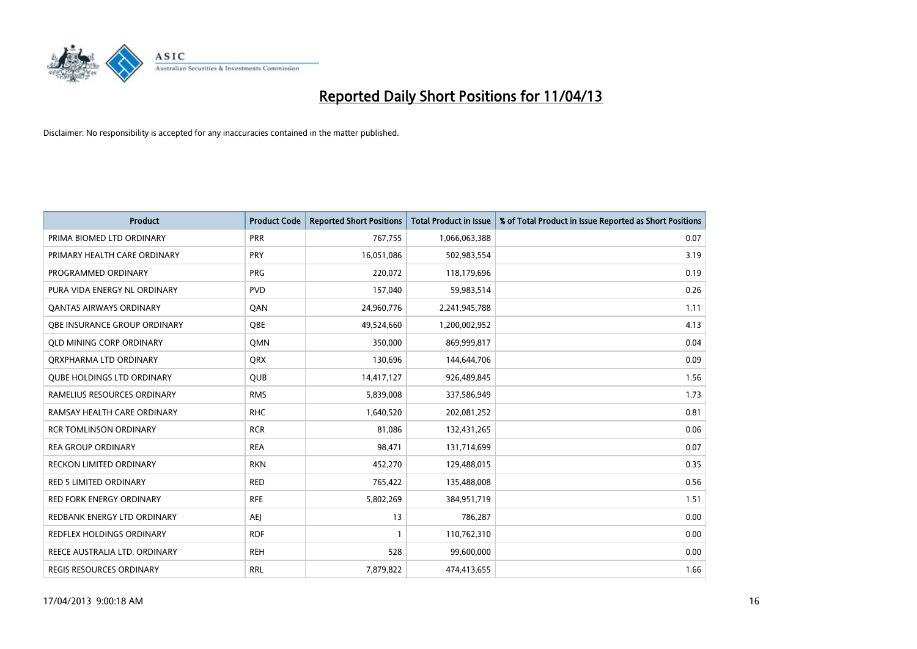# Reported Daily Short Positions for 11/04/13

Disclaimer: No responsibility is accepted for any inaccuracies contained in the matter published.

| Product | Product Code | Reported Short Positions | Total Product in Issue | % of Total Product in Issue Reported as Short Positions |
|---|---|---|---|---|
| PRIMA BIOMED LTD ORDINARY | PRR | 767,755 | 1,066,063,388 | 0.07 |
| PRIMARY HEALTH CARE ORDINARY | PRY | 16,051,086 | 502,983,554 | 3.19 |
| PROGRAMMED ORDINARY | PRG | 220,072 | 118,179,696 | 0.19 |
| PURA VIDA ENERGY NL ORDINARY | PVD | 157,040 | 59,983,514 | 0.26 |
| QANTAS AIRWAYS ORDINARY | QAN | 24,960,776 | 2,241,945,788 | 1.11 |
| QBE INSURANCE GROUP ORDINARY | QBE | 49,524,660 | 1,200,002,952 | 4.13 |
| QLD MINING CORP ORDINARY | QMN | 350,000 | 869,999,817 | 0.04 |
| QRXPHARMA LTD ORDINARY | QRX | 130,696 | 144,644,706 | 0.09 |
| QUBE HOLDINGS LTD ORDINARY | QUB | 14,417,127 | 926,489,845 | 1.56 |
| RAMELIUS RESOURCES ORDINARY | RMS | 5,839,008 | 337,586,949 | 1.73 |
| RAMSAY HEALTH CARE ORDINARY | RHC | 1,640,520 | 202,081,252 | 0.81 |
| RCR TOMLINSON ORDINARY | RCR | 81,086 | 132,431,265 | 0.06 |
| REA GROUP ORDINARY | REA | 98,471 | 131,714,699 | 0.07 |
| RECKON LIMITED ORDINARY | RKN | 452,270 | 129,488,015 | 0.35 |
| RED 5 LIMITED ORDINARY | RED | 765,422 | 135,488,008 | 0.56 |
| RED FORK ENERGY ORDINARY | RFE | 5,802,269 | 384,951,719 | 1.51 |
| REDBANK ENERGY LTD ORDINARY | AEJ | 13 | 786,287 | 0.00 |
| REDFLEX HOLDINGS ORDINARY | RDF | 1 | 110,762,310 | 0.00 |
| REECE AUSTRALIA LTD. ORDINARY | REH | 528 | 99,600,000 | 0.00 |
| REGIS RESOURCES ORDINARY | RRL | 7,879,822 | 474,413,655 | 1.66 |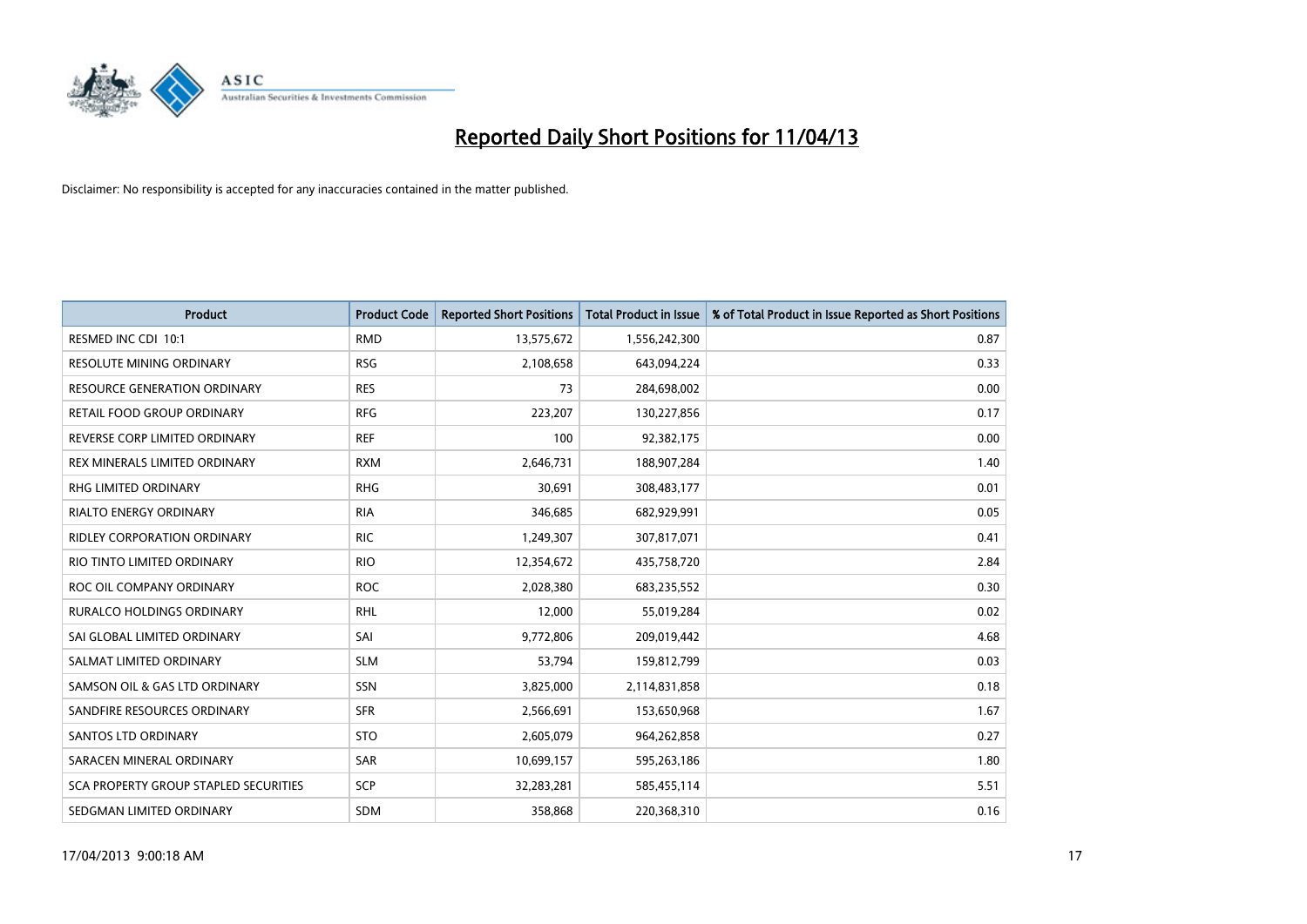# Reported Daily Short Positions for 11/04/13

Disclaimer: No responsibility is accepted for any inaccuracies contained in the matter published.

| Product | Product Code | Reported Short Positions | Total Product in Issue | % of Total Product in Issue Reported as Short Positions |
|---|---|---|---|---|
| RESMED INC CDI 10:1 | RMD | 13,575,672 | 1,556,242,300 | 0.87 |
| RESOLUTE MINING ORDINARY | RSG | 2,108,658 | 643,094,224 | 0.33 |
| RESOURCE GENERATION ORDINARY | RES | 73 | 284,698,002 | 0.00 |
| RETAIL FOOD GROUP ORDINARY | RFG | 223,207 | 130,227,856 | 0.17 |
| REVERSE CORP LIMITED ORDINARY | REF | 100 | 92,382,175 | 0.00 |
| REX MINERALS LIMITED ORDINARY | RXM | 2,646,731 | 188,907,284 | 1.40 |
| RHG LIMITED ORDINARY | RHG | 30,691 | 308,483,177 | 0.01 |
| RIALTO ENERGY ORDINARY | RIA | 346,685 | 682,929,991 | 0.05 |
| RIDLEY CORPORATION ORDINARY | RIC | 1,249,307 | 307,817,071 | 0.41 |
| RIO TINTO LIMITED ORDINARY | RIO | 12,354,672 | 435,758,720 | 2.84 |
| ROC OIL COMPANY ORDINARY | ROC | 2,028,380 | 683,235,552 | 0.30 |
| RURALCO HOLDINGS ORDINARY | RHL | 12,000 | 55,019,284 | 0.02 |
| SAI GLOBAL LIMITED ORDINARY | SAI | 9,772,806 | 209,019,442 | 4.68 |
| SALMAT LIMITED ORDINARY | SLM | 53,794 | 159,812,799 | 0.03 |
| SAMSON OIL & GAS LTD ORDINARY | SSN | 3,825,000 | 2,114,831,858 | 0.18 |
| SANDFIRE RESOURCES ORDINARY | SFR | 2,566,691 | 153,650,968 | 1.67 |
| SANTOS LTD ORDINARY | STO | 2,605,079 | 964,262,858 | 0.27 |
| SARACEN MINERAL ORDINARY | SAR | 10,699,157 | 595,263,186 | 1.80 |
| SCA PROPERTY GROUP STAPLED SECURITIES | SCP | 32,283,281 | 585,455,114 | 5.51 |
| SEDGMAN LIMITED ORDINARY | SDM | 358,868 | 220,368,310 | 0.16 |

17/04/2013 9:00:18 AM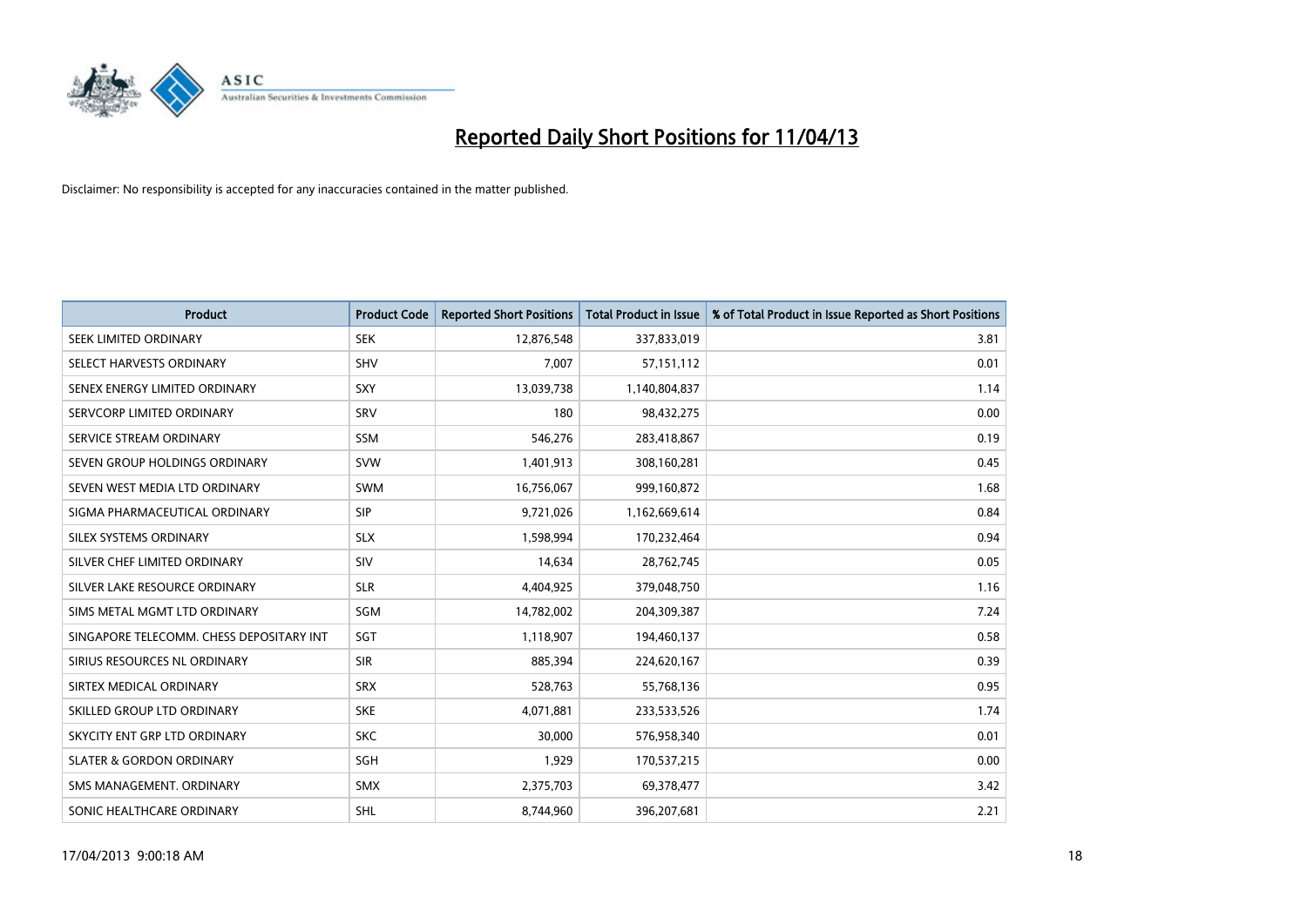# Reported Daily Short Positions for 11/04/13

Disclaimer: No responsibility is accepted for any inaccuracies contained in the matter published.

| Product | Product Code | Reported Short Positions | Total Product in Issue | % of Total Product in Issue Reported as Short Positions |
|---|---|---|---|---|
| SEEK LIMITED ORDINARY | SEK | 12,876,548 | 337,833,019 | 3.81 |
| SELECT HARVESTS ORDINARY | SHV | 7,007 | 57,151,112 | 0.01 |
| SENEX ENERGY LIMITED ORDINARY | SXY | 13,039,738 | 1,140,804,837 | 1.14 |
| SERVCORP LIMITED ORDINARY | SRV | 180 | 98,432,275 | 0.00 |
| SERVICE STREAM ORDINARY | SSM | 546,276 | 283,418,867 | 0.19 |
| SEVEN GROUP HOLDINGS ORDINARY | SVW | 1,401,913 | 308,160,281 | 0.45 |
| SEVEN WEST MEDIA LTD ORDINARY | SWM | 16,756,067 | 999,160,872 | 1.68 |
| SIGMA PHARMACEUTICAL ORDINARY | SIP | 9,721,026 | 1,162,669,614 | 0.84 |
| SILEX SYSTEMS ORDINARY | SLX | 1,598,994 | 170,232,464 | 0.94 |
| SILVER CHEF LIMITED ORDINARY | SIV | 14,634 | 28,762,745 | 0.05 |
| SILVER LAKE RESOURCE ORDINARY | SLR | 4,404,925 | 379,048,750 | 1.16 |
| SIMS METAL MGMT LTD ORDINARY | SGM | 14,782,002 | 204,309,387 | 7.24 |
| SINGAPORE TELECOMM. CHESS DEPOSITARY INT | SGT | 1,118,907 | 194,460,137 | 0.58 |
| SIRIUS RESOURCES NL ORDINARY | SIR | 885,394 | 224,620,167 | 0.39 |
| SIRTEX MEDICAL ORDINARY | SRX | 528,763 | 55,768,136 | 0.95 |
| SKILLED GROUP LTD ORDINARY | SKE | 4,071,881 | 233,533,526 | 1.74 |
| SKYCITY ENT GRP LTD ORDINARY | SKC | 30,000 | 576,958,340 | 0.01 |
| SLATER & GORDON ORDINARY | SGH | 1,929 | 170,537,215 | 0.00 |
| SMS MANAGEMENT. ORDINARY | SMX | 2,375,703 | 69,378,477 | 3.42 |
| SONIC HEALTHCARE ORDINARY | SHL | 8,744,960 | 396,207,681 | 2.21 |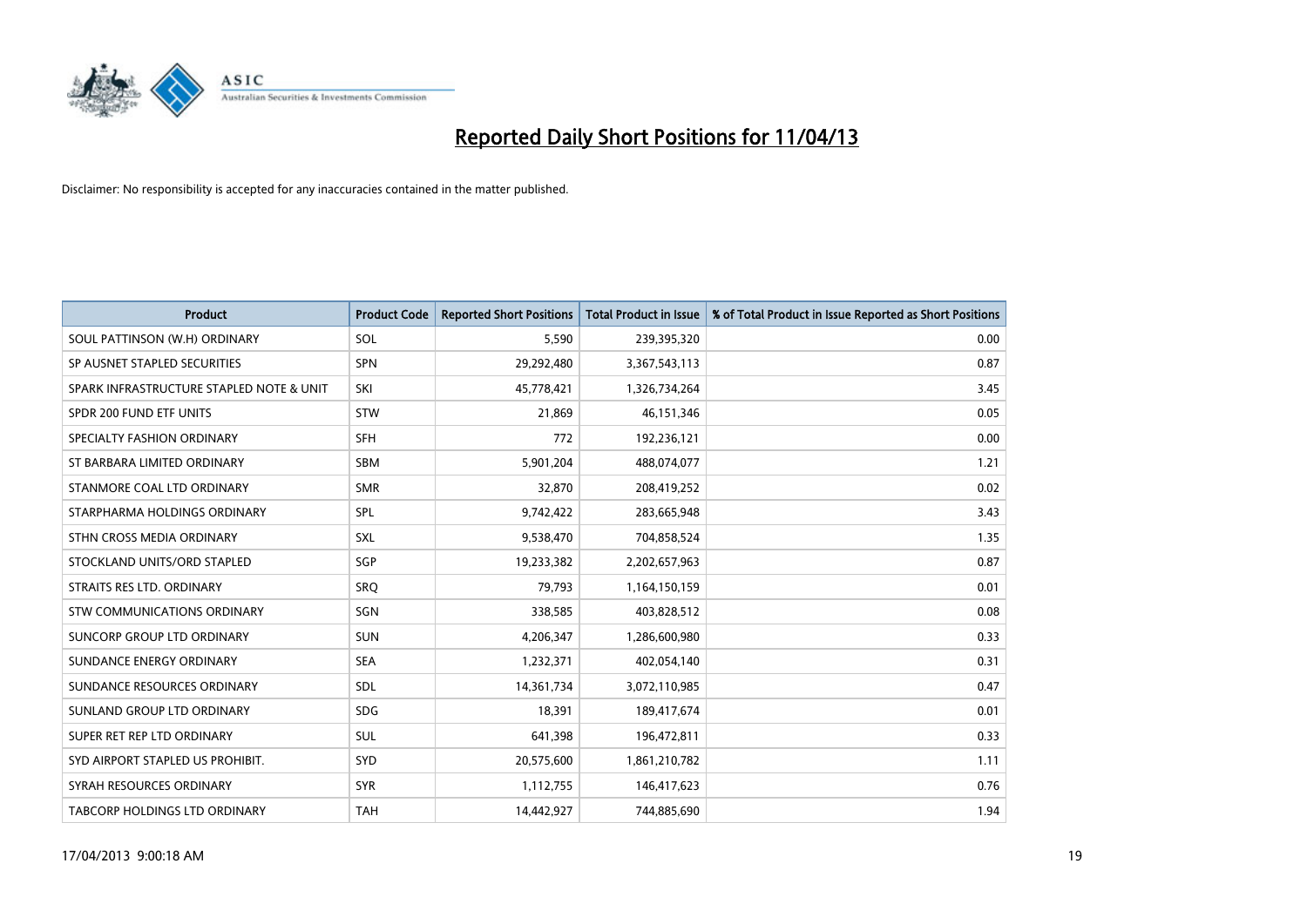# Reported Daily Short Positions for 11/04/13

Disclaimer: No responsibility is accepted for any inaccuracies contained in the matter published.

| Product | Product Code | Reported Short Positions | Total Product in Issue | % of Total Product in Issue Reported as Short Positions |
|---|---|---|---|---|
| SOUL PATTINSON (W.H) ORDINARY | SOL | 5,590 | 239,395,320 | 0.00 |
| SP AUSNET STAPLED SECURITIES | SPN | 29,292,480 | 3,367,543,113 | 0.87 |
| SPARK INFRASTRUCTURE STAPLED NOTE & UNIT | SKI | 45,778,421 | 1,326,734,264 | 3.45 |
| SPDR 200 FUND ETF UNITS | STW | 21,869 | 46,151,346 | 0.05 |
| SPECIALTY FASHION ORDINARY | SFH | 772 | 192,236,121 | 0.00 |
| ST BARBARA LIMITED ORDINARY | SBM | 5,901,204 | 488,074,077 | 1.21 |
| STANMORE COAL LTD ORDINARY | SMR | 32,870 | 208,419,252 | 0.02 |
| STARPHARMA HOLDINGS ORDINARY | SPL | 9,742,422 | 283,665,948 | 3.43 |
| STHN CROSS MEDIA ORDINARY | SXL | 9,538,470 | 704,858,524 | 1.35 |
| STOCKLAND UNITS/ORD STAPLED | SGP | 19,233,382 | 2,202,657,963 | 0.87 |
| STRAITS RES LTD. ORDINARY | SRQ | 79,793 | 1,164,150,159 | 0.01 |
| STW COMMUNICATIONS ORDINARY | SGN | 338,585 | 403,828,512 | 0.08 |
| SUNCORP GROUP LTD ORDINARY | SUN | 4,206,347 | 1,286,600,980 | 0.33 |
| SUNDANCE ENERGY ORDINARY | SEA | 1,232,371 | 402,054,140 | 0.31 |
| SUNDANCE RESOURCES ORDINARY | SDL | 14,361,734 | 3,072,110,985 | 0.47 |
| SUNLAND GROUP LTD ORDINARY | SDG | 18,391 | 189,417,674 | 0.01 |
| SUPER RET REP LTD ORDINARY | SUL | 641,398 | 196,472,811 | 0.33 |
| SYD AIRPORT STAPLED US PROHIBIT. | SYD | 20,575,600 | 1,861,210,782 | 1.11 |
| SYRAH RESOURCES ORDINARY | SYR | 1,112,755 | 146,417,623 | 0.76 |
| TABCORP HOLDINGS LTD ORDINARY | TAH | 14,442,927 | 744,885,690 | 1.94 |

17/04/2013 9:00:18 AM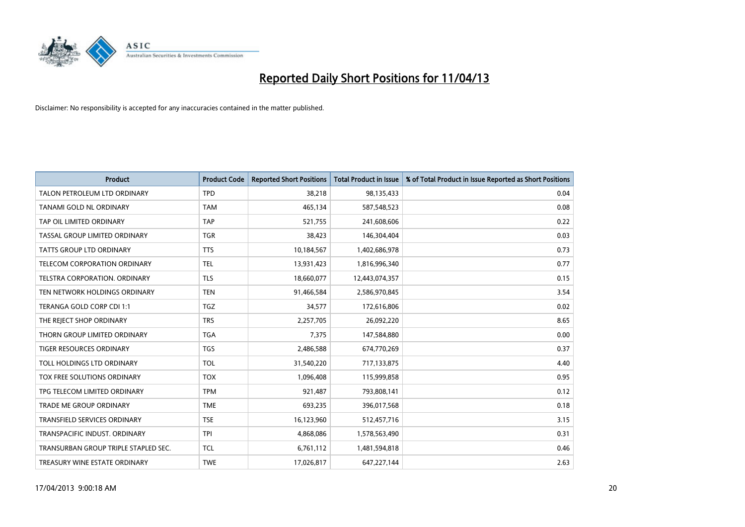# Reported Daily Short Positions for 11/04/13

Disclaimer: No responsibility is accepted for any inaccuracies contained in the matter published.

| Product | Product Code | Reported Short Positions | Total Product in Issue | % of Total Product in Issue Reported as Short Positions |
|---|---|---|---|---|
| TALON PETROLEUM LTD ORDINARY | TPD | 38,218 | 98,135,433 | 0.04 |
| TANAMI GOLD NL ORDINARY | TAM | 465,134 | 587,548,523 | 0.08 |
| TAP OIL LIMITED ORDINARY | TAP | 521,755 | 241,608,606 | 0.22 |
| TASSAL GROUP LIMITED ORDINARY | TGR | 38,423 | 146,304,404 | 0.03 |
| TATTS GROUP LTD ORDINARY | TTS | 10,184,567 | 1,402,686,978 | 0.73 |
| TELECOM CORPORATION ORDINARY | TEL | 13,931,423 | 1,816,996,340 | 0.77 |
| TELSTRA CORPORATION. ORDINARY | TLS | 18,660,077 | 12,443,074,357 | 0.15 |
| TEN NETWORK HOLDINGS ORDINARY | TEN | 91,466,584 | 2,586,970,845 | 3.54 |
| TERANGA GOLD CORP CDI 1:1 | TGZ | 34,577 | 172,616,806 | 0.02 |
| THE REJECT SHOP ORDINARY | TRS | 2,257,705 | 26,092,220 | 8.65 |
| THORN GROUP LIMITED ORDINARY | TGA | 7,375 | 147,584,880 | 0.00 |
| TIGER RESOURCES ORDINARY | TGS | 2,486,588 | 674,770,269 | 0.37 |
| TOLL HOLDINGS LTD ORDINARY | TOL | 31,540,220 | 717,133,875 | 4.40 |
| TOX FREE SOLUTIONS ORDINARY | TOX | 1,096,408 | 115,999,858 | 0.95 |
| TPG TELECOM LIMITED ORDINARY | TPM | 921,487 | 793,808,141 | 0.12 |
| TRADE ME GROUP ORDINARY | TME | 693,235 | 396,017,568 | 0.18 |
| TRANSFIELD SERVICES ORDINARY | TSE | 16,123,960 | 512,457,716 | 3.15 |
| TRANSPACIFIC INDUST. ORDINARY | TPI | 4,868,086 | 1,578,563,490 | 0.31 |
| TRANSURBAN GROUP TRIPLE STAPLED SEC. | TCL | 6,761,112 | 1,481,594,818 | 0.46 |
| TREASURY WINE ESTATE ORDINARY | TWE | 17,026,817 | 647,227,144 | 2.63 |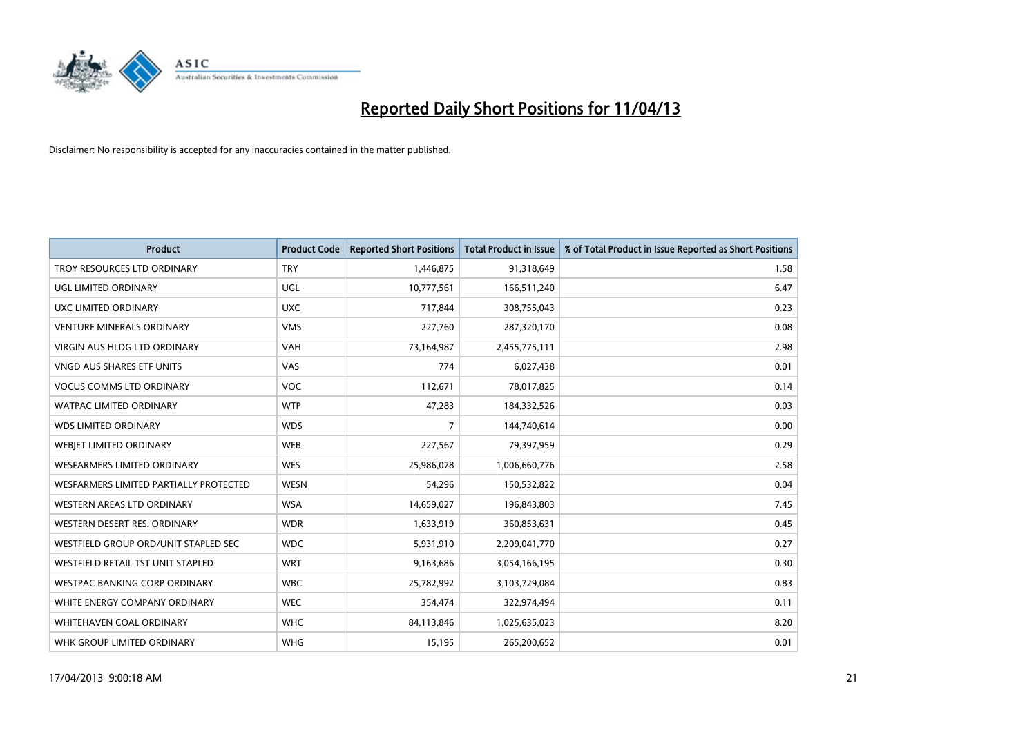# Reported Daily Short Positions for 11/04/13

Disclaimer: No responsibility is accepted for any inaccuracies contained in the matter published.

| Product | Product Code | Reported Short Positions | Total Product in Issue | % of Total Product in Issue Reported as Short Positions |
|---|---|---|---|---|
| TROY RESOURCES LTD ORDINARY | TRY | 1,446,875 | 91,318,649 | 1.58 |
| UGL LIMITED ORDINARY | UGL | 10,777,561 | 166,511,240 | 6.47 |
| UXC LIMITED ORDINARY | UXC | 717,844 | 308,755,043 | 0.23 |
| VENTURE MINERALS ORDINARY | VMS | 227,760 | 287,320,170 | 0.08 |
| VIRGIN AUS HLDG LTD ORDINARY | VAH | 73,164,987 | 2,455,775,111 | 2.98 |
| VNGD AUS SHARES ETF UNITS | VAS | 774 | 6,027,438 | 0.01 |
| VOCUS COMMS LTD ORDINARY | VOC | 112,671 | 78,017,825 | 0.14 |
| WATPAC LIMITED ORDINARY | WTP | 47,283 | 184,332,526 | 0.03 |
| WDS LIMITED ORDINARY | WDS | 7 | 144,740,614 | 0.00 |
| WEBJET LIMITED ORDINARY | WEB | 227,567 | 79,397,959 | 0.29 |
| WESFARMERS LIMITED ORDINARY | WES | 25,986,078 | 1,006,660,776 | 2.58 |
| WESFARMERS LIMITED PARTIALLY PROTECTED | WESN | 54,296 | 150,532,822 | 0.04 |
| WESTERN AREAS LTD ORDINARY | WSA | 14,659,027 | 196,843,803 | 7.45 |
| WESTERN DESERT RES. ORDINARY | WDR | 1,633,919 | 360,853,631 | 0.45 |
| WESTFIELD GROUP ORD/UNIT STAPLED SEC | WDC | 5,931,910 | 2,209,041,770 | 0.27 |
| WESTFIELD RETAIL TST UNIT STAPLED | WRT | 9,163,686 | 3,054,166,195 | 0.30 |
| WESTPAC BANKING CORP ORDINARY | WBC | 25,782,992 | 3,103,729,084 | 0.83 |
| WHITE ENERGY COMPANY ORDINARY | WEC | 354,474 | 322,974,494 | 0.11 |
| WHITEHAVEN COAL ORDINARY | WHC | 84,113,846 | 1,025,635,023 | 8.20 |
| WHK GROUP LIMITED ORDINARY | WHG | 15,195 | 265,200,652 | 0.01 |

17/04/2013 9:00:18 AM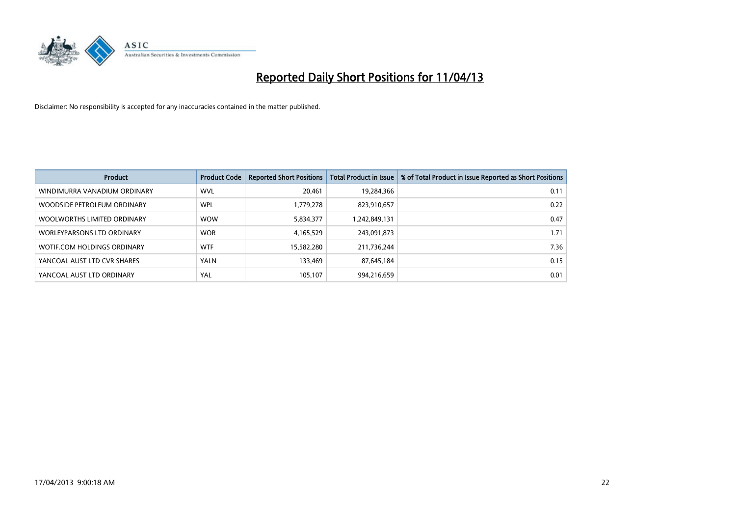# Reported Daily Short Positions for 11/04/13

Disclaimer: No responsibility is accepted for any inaccuracies contained in the matter published.

| Product | Product Code | Reported Short Positions | Total Product in Issue | % of Total Product in Issue Reported as Short Positions |
|---|---|---|---|---|
| WINDIMURRA VANADIUM ORDINARY | WVL | 20,461 | 19,284,366 | 0.11 |
| WOODSIDE PETROLEUM ORDINARY | WPL | 1,779,278 | 823,910,657 | 0.22 |
| WOOLWORTHS LIMITED ORDINARY | WOW | 5,834,377 | 1,242,849,131 | 0.47 |
| WORLEYPARSONS LTD ORDINARY | WOR | 4,165,529 | 243,091,873 | 1.71 |
| WOTIF.COM HOLDINGS ORDINARY | WTF | 15,582,280 | 211,736,244 | 7.36 |
| YANCOAL AUST LTD CVR SHARES | YALN | 133,469 | 87,645,184 | 0.15 |
| YANCOAL AUST LTD ORDINARY | YAL | 105,107 | 994,216,659 | 0.01 |

17/04/2013 9:00:18 AM